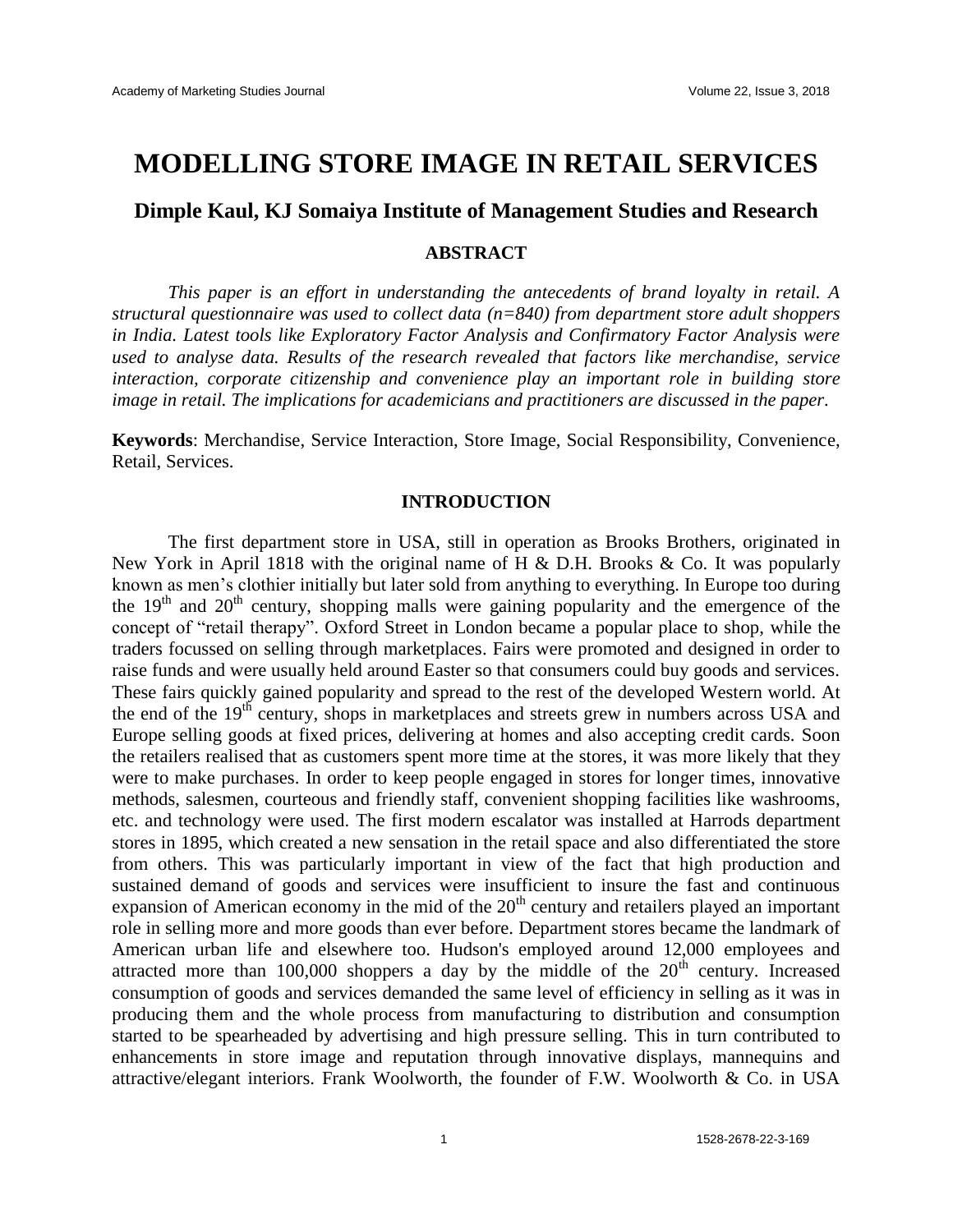# MODELLING STORE IMAGE IN RETAIL SERVICES

## Dimple Kaul, KJ Somaiya Institute of Management Studies and Research

### ABSTRACT

*This paper is an effort in understanding the antecedents of brand loyalty in retail. A structural questionnaire was used to collect data (n=840) from department store adult shoppers in India. Latest tools like Exploratory Factor Analysis and Confirmatory Factor Analysis were used to analyse data. Results of the research revealed that factors like merchandise, service interaction, corporate citizenship and convenience play an important role in building store image in retail. The implications for academicians and practitioners are discussed in the paper.*

**Keywords**: Merchandise, Service Interaction, Store Image, Social Responsibility, Convenience, Retail, Services.

### INTRODUCTION

The first department store in USA, still in operation as Brooks Brothers, originated in New York in April 1818 with the original name of H & D.H. Brooks & Co. It was popularly known as men's clothier initially but later sold from anything to everything. In Europe too during the 19th and 20th century, shopping malls were gaining popularity and the emergence of the concept of "retail therapy". Oxford Street in London became a popular place to shop, while the traders focussed on selling through marketplaces. Fairs were promoted and designed in order to raise funds and were usually held around Easter so that consumers could buy goods and services. These fairs quickly gained popularity and spread to the rest of the developed Western world. At the end of the 19th century, shops in marketplaces and streets grew in numbers across USA and Europe selling goods at fixed prices, delivering at homes and also accepting credit cards. Soon the retailers realised that as customers spent more time at the stores, it was more likely that they were to make purchases. In order to keep people engaged in stores for longer times, innovative methods, salesmen, courteous and friendly staff, convenient shopping facilities like washrooms, etc. and technology were used. The first modern escalator was installed at Harrods department stores in 1895, which created a new sensation in the retail space and also differentiated the store from others. This was particularly important in view of the fact that high production and sustained demand of goods and services were insufficient to insure the fast and continuous expansion of American economy in the mid of the 20th century and retailers played an important role in selling more and more goods than ever before. Department stores became the landmark of American urban life and elsewhere too. Hudson's employed around 12,000 employees and attracted more than 100,000 shoppers a day by the middle of the 20th century. Increased consumption of goods and services demanded the same level of efficiency in selling as it was in producing them and the whole process from manufacturing to distribution and consumption started to be spearheaded by advertising and high pressure selling. This in turn contributed to enhancements in store image and reputation through innovative displays, mannequins and attractive/elegant interiors. Frank Woolworth, the founder of F.W. Woolworth & Co. in USA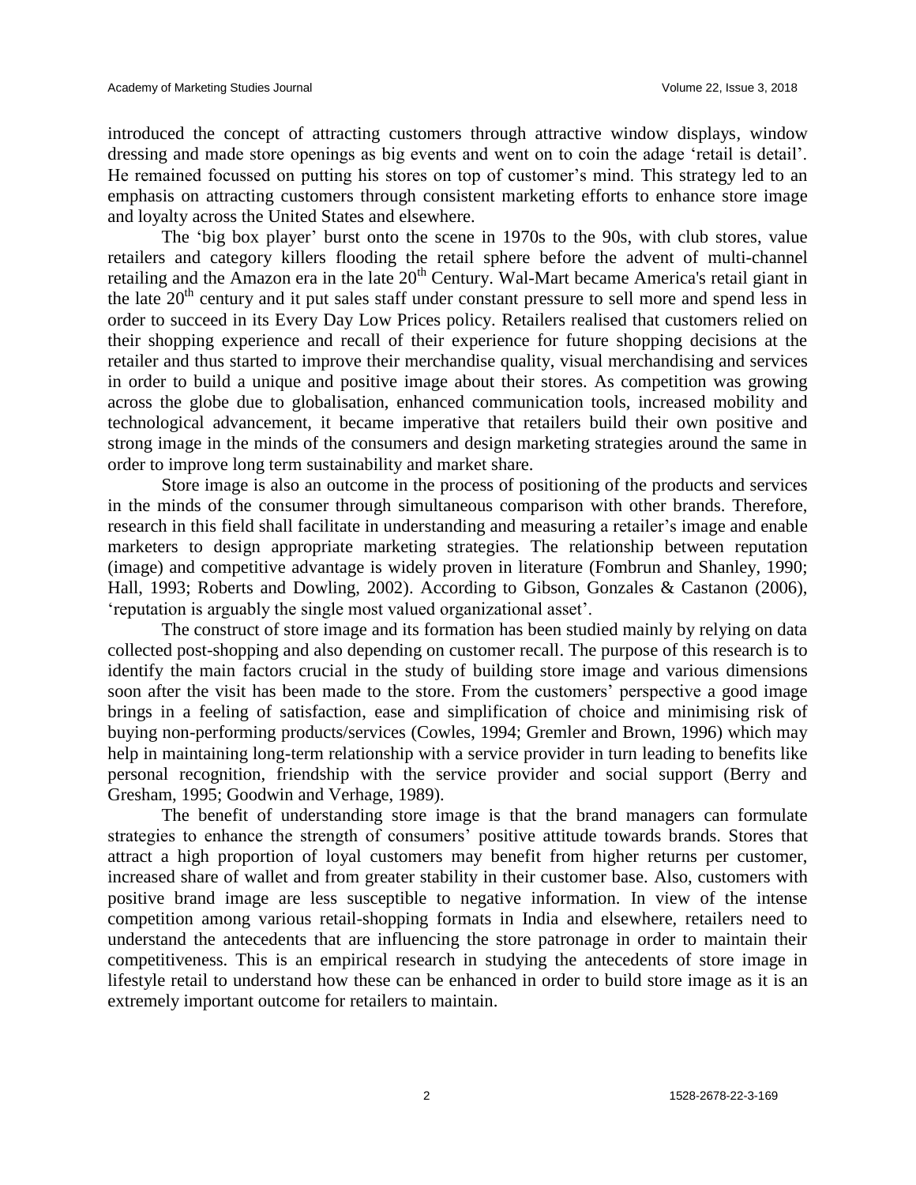introduced the concept of attracting customers through attractive window displays, window dressing and made store openings as big events and went on to coin the adage 'retail is detail'. He remained focussed on putting his stores on top of customer's mind. This strategy led to an emphasis on attracting customers through consistent marketing efforts to enhance store image and loyalty across the United States and elsewhere.

The 'big box player' burst onto the scene in 1970s to the 90s, with club stores, value retailers and category killers flooding the retail sphere before the advent of multi-channel retailing and the Amazon era in the late 20th Century. Wal-Mart became America's retail giant in the late 20th century and it put sales staff under constant pressure to sell more and spend less in order to succeed in its Every Day Low Prices policy. Retailers realised that customers relied on their shopping experience and recall of their experience for future shopping decisions at the retailer and thus started to improve their merchandise quality, visual merchandising and services in order to build a unique and positive image about their stores. As competition was growing across the globe due to globalisation, enhanced communication tools, increased mobility and technological advancement, it became imperative that retailers build their own positive and strong image in the minds of the consumers and design marketing strategies around the same in order to improve long term sustainability and market share.

Store image is also an outcome in the process of positioning of the products and services in the minds of the consumer through simultaneous comparison with other brands. Therefore, research in this field shall facilitate in understanding and measuring a retailer's image and enable marketers to design appropriate marketing strategies. The relationship between reputation (image) and competitive advantage is widely proven in literature (Fombrun and Shanley, 1990; Hall, 1993; Roberts and Dowling, 2002). According to Gibson, Gonzales & Castanon (2006), 'reputation is arguably the single most valued organizational asset'.

The construct of store image and its formation has been studied mainly by relying on data collected post-shopping and also depending on customer recall. The purpose of this research is to identify the main factors crucial in the study of building store image and various dimensions soon after the visit has been made to the store. From the customers' perspective a good image brings in a feeling of satisfaction, ease and simplification of choice and minimising risk of buying non-performing products/services (Cowles, 1994; Gremler and Brown, 1996) which may help in maintaining long-term relationship with a service provider in turn leading to benefits like personal recognition, friendship with the service provider and social support (Berry and Gresham, 1995; Goodwin and Verhage, 1989).

The benefit of understanding store image is that the brand managers can formulate strategies to enhance the strength of consumers' positive attitude towards brands. Stores that attract a high proportion of loyal customers may benefit from higher returns per customer, increased share of wallet and from greater stability in their customer base. Also, customers with positive brand image are less susceptible to negative information. In view of the intense competition among various retail-shopping formats in India and elsewhere, retailers need to understand the antecedents that are influencing the store patronage in order to maintain their competitiveness. This is an empirical research in studying the antecedents of store image in lifestyle retail to understand how these can be enhanced in order to build store image as it is an extremely important outcome for retailers to maintain.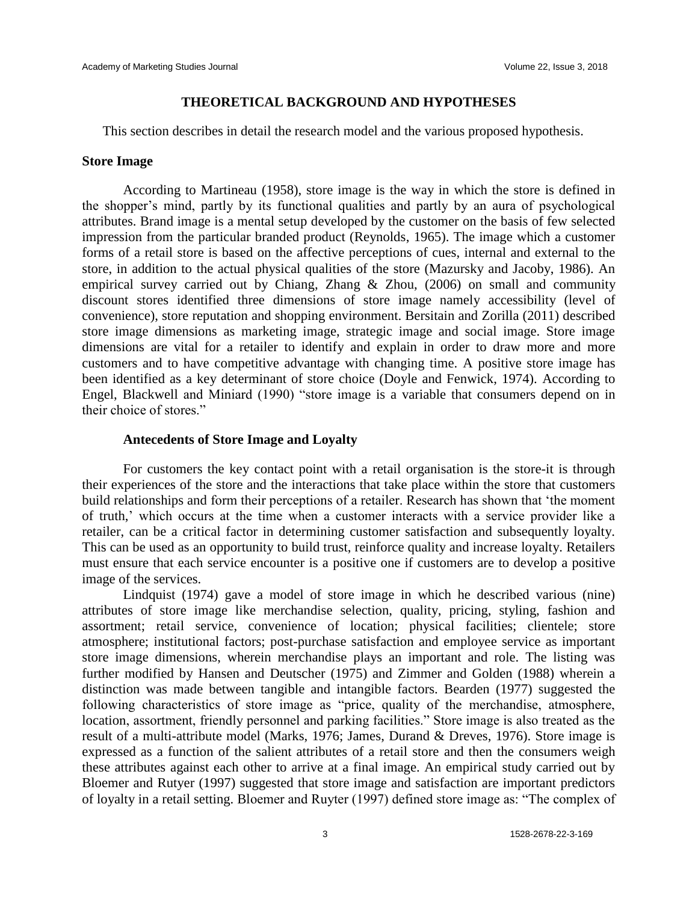## THEORETICAL BACKGROUND AND HYPOTHESES

This section describes in detail the research model and the various proposed hypothesis.

### Store Image

According to Martineau (1958), store image is the way in which the store is defined in the shopper's mind, partly by its functional qualities and partly by an aura of psychological attributes. Brand image is a mental setup developed by the customer on the basis of few selected impression from the particular branded product (Reynolds, 1965). The image which a customer forms of a retail store is based on the affective perceptions of cues, internal and external to the store, in addition to the actual physical qualities of the store (Mazursky and Jacoby, 1986). An empirical survey carried out by Chiang, Zhang & Zhou, (2006) on small and community discount stores identified three dimensions of store image namely accessibility (level of convenience), store reputation and shopping environment. Bersitain and Zorilla (2011) described store image dimensions as marketing image, strategic image and social image. Store image dimensions are vital for a retailer to identify and explain in order to draw more and more customers and to have competitive advantage with changing time. A positive store image has been identified as a key determinant of store choice (Doyle and Fenwick, 1974). According to Engel, Blackwell and Miniard (1990) "store image is a variable that consumers depend on in their choice of stores."

#### Antecedents of Store Image and Loyalty

For customers the key contact point with a retail organisation is the store-it is through their experiences of the store and the interactions that take place within the store that customers build relationships and form their perceptions of a retailer. Research has shown that 'the moment of truth,' which occurs at the time when a customer interacts with a service provider like a retailer, can be a critical factor in determining customer satisfaction and subsequently loyalty. This can be used as an opportunity to build trust, reinforce quality and increase loyalty. Retailers must ensure that each service encounter is a positive one if customers are to develop a positive image of the services.

Lindquist (1974) gave a model of store image in which he described various (nine) attributes of store image like merchandise selection, quality, pricing, styling, fashion and assortment; retail service, convenience of location; physical facilities; clientele; store atmosphere; institutional factors; post-purchase satisfaction and employee service as important store image dimensions, wherein merchandise plays an important and role. The listing was further modified by Hansen and Deutscher (1975) and Zimmer and Golden (1988) wherein a distinction was made between tangible and intangible factors. Bearden (1977) suggested the following characteristics of store image as "price, quality of the merchandise, atmosphere, location, assortment, friendly personnel and parking facilities." Store image is also treated as the result of a multi-attribute model (Marks, 1976; James, Durand & Dreves, 1976). Store image is expressed as a function of the salient attributes of a retail store and then the consumers weigh these attributes against each other to arrive at a final image. An empirical study carried out by Bloemer and Rutyer (1997) suggested that store image and satisfaction are important predictors of loyalty in a retail setting. Bloemer and Ruyter (1997) defined store image as: "The complex of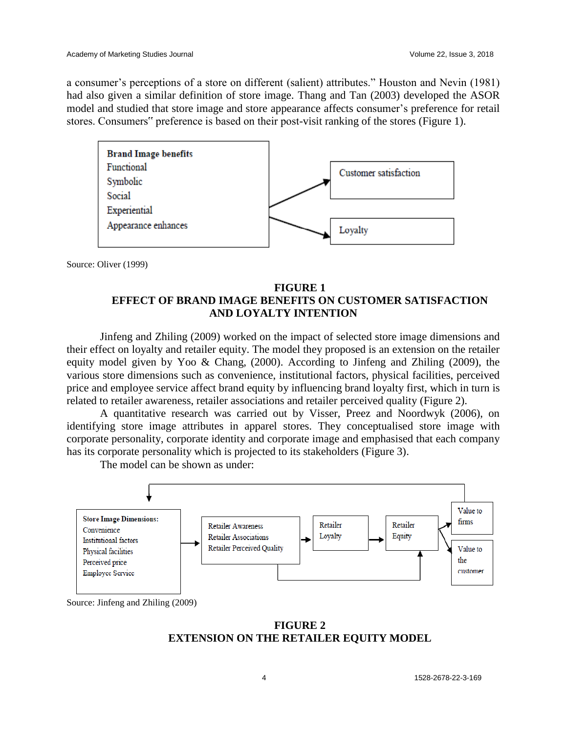a consumer's perceptions of a store on different (salient) attributes." Houston and Nevin (1981) had also given a similar definition of store image. Thang and Tan (2003) developed the ASOR model and studied that store image and store appearance affects consumer's preference for retail stores. Consumers" preference is based on their post-visit ranking of the stores (Figure 1).

Brand Image benefits
Functional
Symbolic
Social
Experiential
Appearance enhances

Customer satisfaction

Loyalty

Source: Oliver (1999)

**FIGURE 1**
**EFFECT OF BRAND IMAGE BENEFITS ON CUSTOMER SATISFACTION AND LOYALTY INTENTION**

Jinfeng and Zhiling (2009) worked on the impact of selected store image dimensions and their effect on loyalty and retailer equity. The model they proposed is an extension on the retailer equity model given by Yoo & Chang, (2000). According to Jinfeng and Zhiling (2009), the various store dimensions such as convenience, institutional factors, physical facilities, perceived price and employee service affect brand equity by influencing brand loyalty first, which in turn is related to retailer awareness, retailer associations and retailer perceived quality (Figure 2).

A quantitative research was carried out by Visser, Preez and Noordwyk (2006), on identifying store image attributes in apparel stores. They conceptualised store image with corporate personality, corporate identity and corporate image and emphasised that each company has its corporate personality which is projected to its stakeholders (Figure 3).

The model can be shown as under:

Store Image Dimensions:
Convenience
Institutional factors
Physical facilities
Perceived price
Employee Service

Retailer Awareness
Retailer Associations
Retailer Perceived Quality

Retailer Loyalty

Retailer Equity

Value to firms

Value to the customer

Source: Jinfeng and Zhiling (2009)

**FIGURE 2**
**EXTENSION ON THE RETAILER EQUITY MODEL**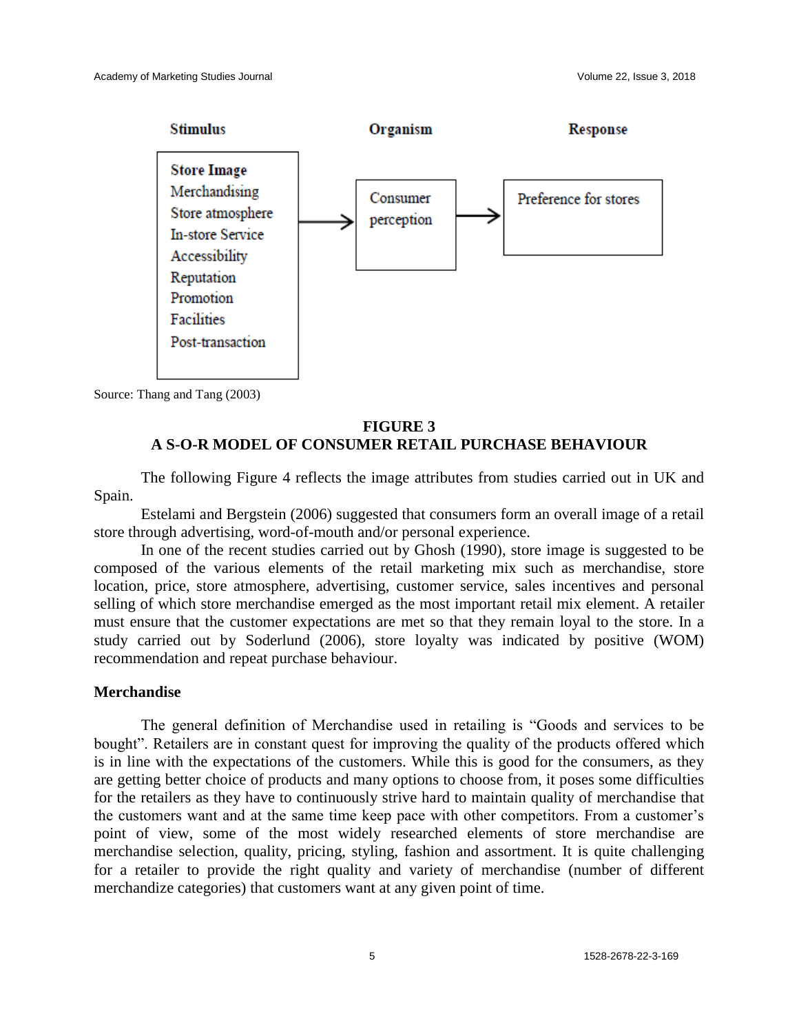| Stimulus | Organism | Response |
|---|---|---|
| **Store Image**<br>Merchandising<br>Store atmosphere<br>In-store Service<br>Accessibility<br>Reputation<br>Promotion<br>Facilities<br>Post-transaction | Consumer perception | Preference for stores |

Source: Thang and Tang (2003)

**FIGURE 3**
**A S-O-R MODEL OF CONSUMER RETAIL PURCHASE BEHAVIOUR**

The following Figure 4 reflects the image attributes from studies carried out in UK and Spain.

Estelami and Bergstein (2006) suggested that consumers form an overall image of a retail store through advertising, word-of-mouth and/or personal experience.

In one of the recent studies carried out by Ghosh (1990), store image is suggested to be composed of the various elements of the retail marketing mix such as merchandise, store location, price, store atmosphere, advertising, customer service, sales incentives and personal selling of which store merchandise emerged as the most important retail mix element. A retailer must ensure that the customer expectations are met so that they remain loyal to the store. In a study carried out by Soderlund (2006), store loyalty was indicated by positive (WOM) recommendation and repeat purchase behaviour.

## Merchandise

The general definition of Merchandise used in retailing is "Goods and services to be bought". Retailers are in constant quest for improving the quality of the products offered which is in line with the expectations of the customers. While this is good for the consumers, as they are getting better choice of products and many options to choose from, it poses some difficulties for the retailers as they have to continuously strive hard to maintain quality of merchandise that the customers want and at the same time keep pace with other competitors. From a customer's point of view, some of the most widely researched elements of store merchandise are merchandise selection, quality, pricing, styling, fashion and assortment. It is quite challenging for a retailer to provide the right quality and variety of merchandise (number of different merchandize categories) that customers want at any given point of time.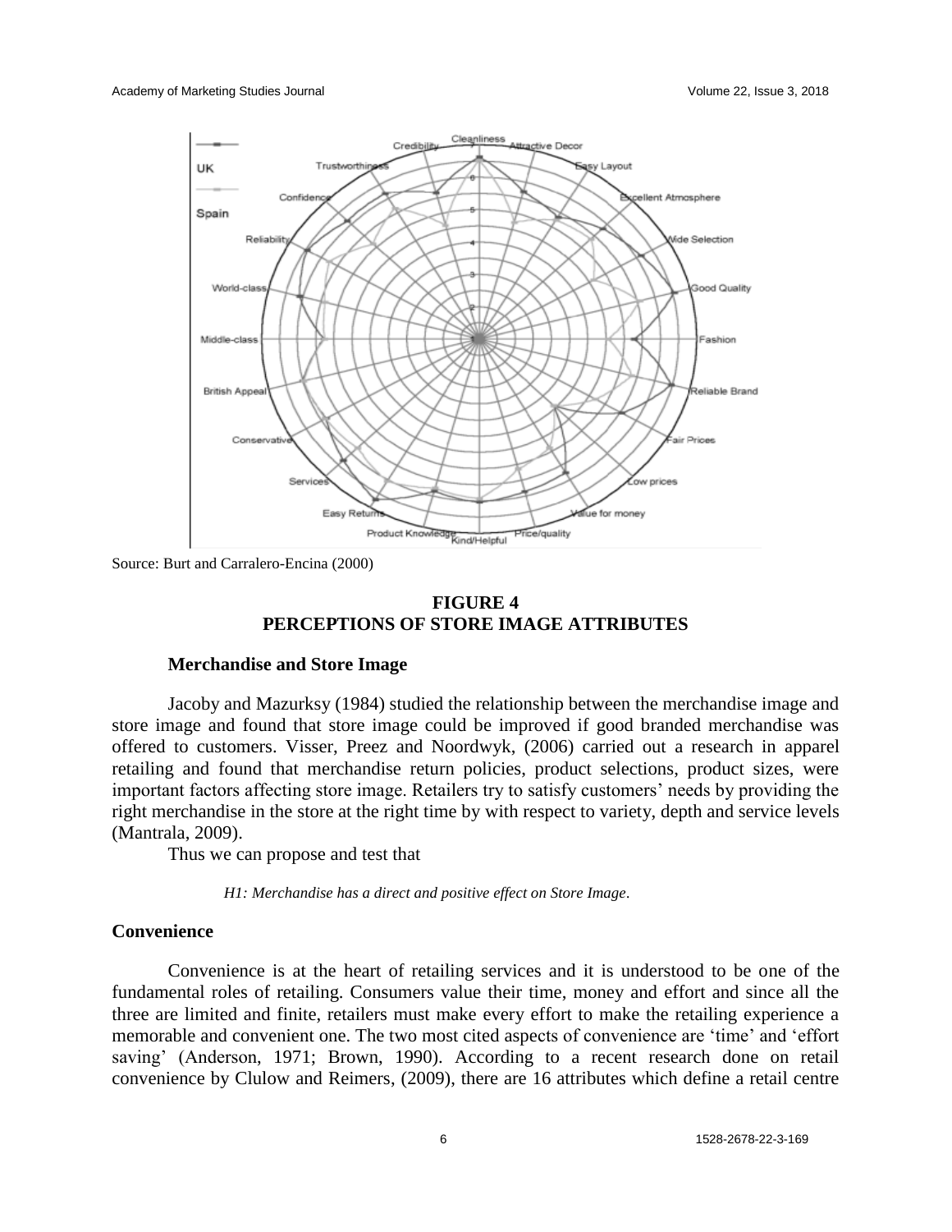Source: Burt and Carralero-Encina (2000)

**FIGURE 4**
**PERCEPTIONS OF STORE IMAGE ATTRIBUTES**

### Merchandise and Store Image

Jacoby and Mazurksy (1984) studied the relationship between the merchandise image and store image and found that store image could be improved if good branded merchandise was offered to customers. Visser, Preez and Noordwyk, (2006) carried out a research in apparel retailing and found that merchandise return policies, product selections, product sizes, were important factors affecting store image. Retailers try to satisfy customers' needs by providing the right merchandise in the store at the right time by with respect to variety, depth and service levels (Mantrala, 2009).

Thus we can propose and test that

*H1: Merchandise has a direct and positive effect on Store Image*.

### Convenience

Convenience is at the heart of retailing services and it is understood to be one of the fundamental roles of retailing. Consumers value their time, money and effort and since all the three are limited and finite, retailers must make every effort to make the retailing experience a memorable and convenient one. The two most cited aspects of convenience are 'time' and 'effort saving' (Anderson, 1971; Brown, 1990). According to a recent research done on retail convenience by Clulow and Reimers, (2009), there are 16 attributes which define a retail centre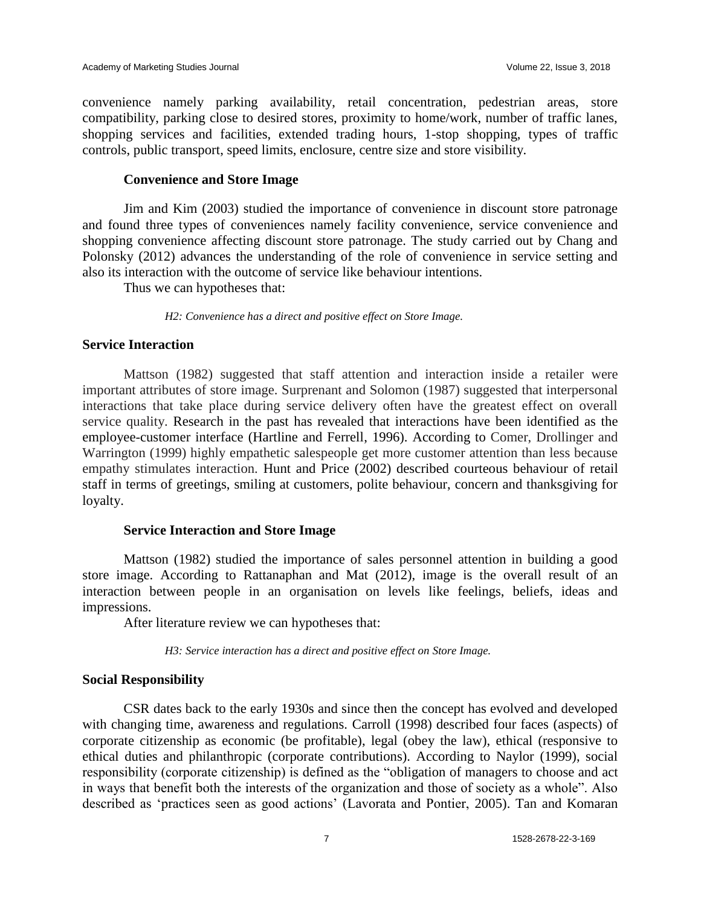convenience namely parking availability, retail concentration, pedestrian areas, store compatibility, parking close to desired stores, proximity to home/work, number of traffic lanes, shopping services and facilities, extended trading hours, 1-stop shopping, types of traffic controls, public transport, speed limits, enclosure, centre size and store visibility.

### Convenience and Store Image

Jim and Kim (2003) studied the importance of convenience in discount store patronage and found three types of conveniences namely facility convenience, service convenience and shopping convenience affecting discount store patronage. The study carried out by Chang and Polonsky (2012) advances the understanding of the role of convenience in service setting and also its interaction with the outcome of service like behaviour intentions.

Thus we can hypotheses that:

*H2: Convenience has a direct and positive effect on Store Image.*

## Service Interaction

Mattson (1982) suggested that staff attention and interaction inside a retailer were important attributes of store image. Surprenant and Solomon (1987) suggested that interpersonal interactions that take place during service delivery often have the greatest effect on overall service quality. Research in the past has revealed that interactions have been identified as the employee-customer interface (Hartline and Ferrell, 1996). According to Comer, Drollinger and Warrington (1999) highly empathetic salespeople get more customer attention than less because empathy stimulates interaction. Hunt and Price (2002) described courteous behaviour of retail staff in terms of greetings, smiling at customers, polite behaviour, concern and thanksgiving for loyalty.

### Service Interaction and Store Image

Mattson (1982) studied the importance of sales personnel attention in building a good store image. According to Rattanaphan and Mat (2012), image is the overall result of an interaction between people in an organisation on levels like feelings, beliefs, ideas and impressions.

After literature review we can hypotheses that:

*H3: Service interaction has a direct and positive effect on Store Image.*

## Social Responsibility

CSR dates back to the early 1930s and since then the concept has evolved and developed with changing time, awareness and regulations. Carroll (1998) described four faces (aspects) of corporate citizenship as economic (be profitable), legal (obey the law), ethical (responsive to ethical duties and philanthropic (corporate contributions). According to Naylor (1999), social responsibility (corporate citizenship) is defined as the "obligation of managers to choose and act in ways that benefit both the interests of the organization and those of society as a whole". Also described as 'practices seen as good actions' (Lavorata and Pontier, 2005). Tan and Komaran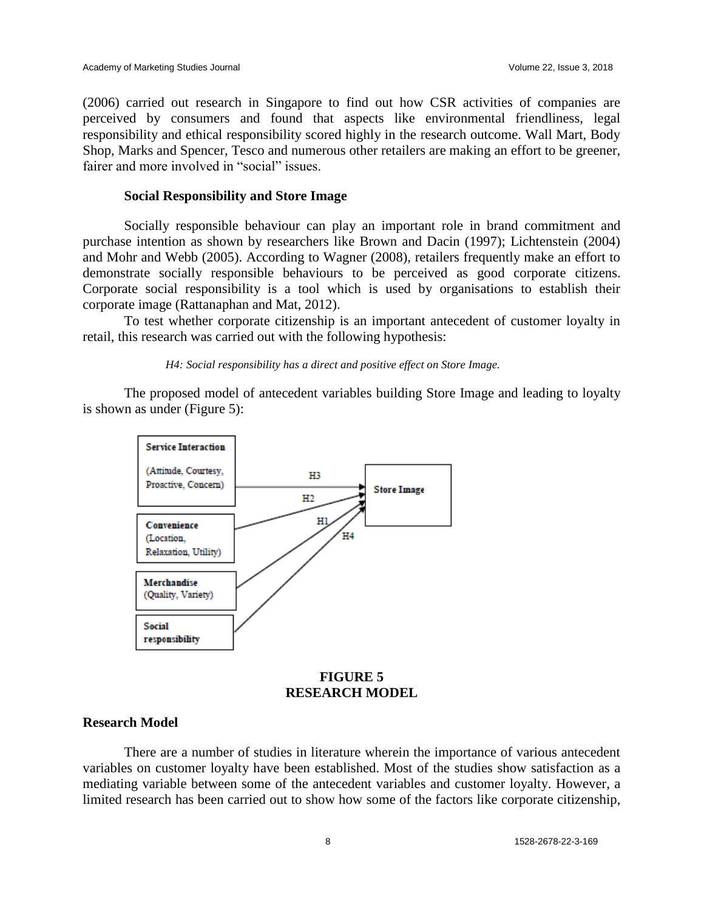(2006) carried out research in Singapore to find out how CSR activities of companies are perceived by consumers and found that aspects like environmental friendliness, legal responsibility and ethical responsibility scored highly in the research outcome. Wall Mart, Body Shop, Marks and Spencer, Tesco and numerous other retailers are making an effort to be greener, fairer and more involved in "social" issues.

### Social Responsibility and Store Image

Socially responsible behaviour can play an important role in brand commitment and purchase intention as shown by researchers like Brown and Dacin (1997); Lichtenstein (2004) and Mohr and Webb (2005). According to Wagner (2008), retailers frequently make an effort to demonstrate socially responsible behaviours to be perceived as good corporate citizens. Corporate social responsibility is a tool which is used by organisations to establish their corporate image (Rattanaphan and Mat, 2012).

To test whether corporate citizenship is an important antecedent of customer loyalty in retail, this research was carried out with the following hypothesis:

*H4: Social responsibility has a direct and positive effect on Store Image.*

The proposed model of antecedent variables building Store Image and leading to loyalty is shown as under (Figure 5):

**FIGURE 5**
**RESEARCH MODEL**

## Research Model

There are a number of studies in literature wherein the importance of various antecedent variables on customer loyalty have been established. Most of the studies show satisfaction as a mediating variable between some of the antecedent variables and customer loyalty. However, a limited research has been carried out to show how some of the factors like corporate citizenship,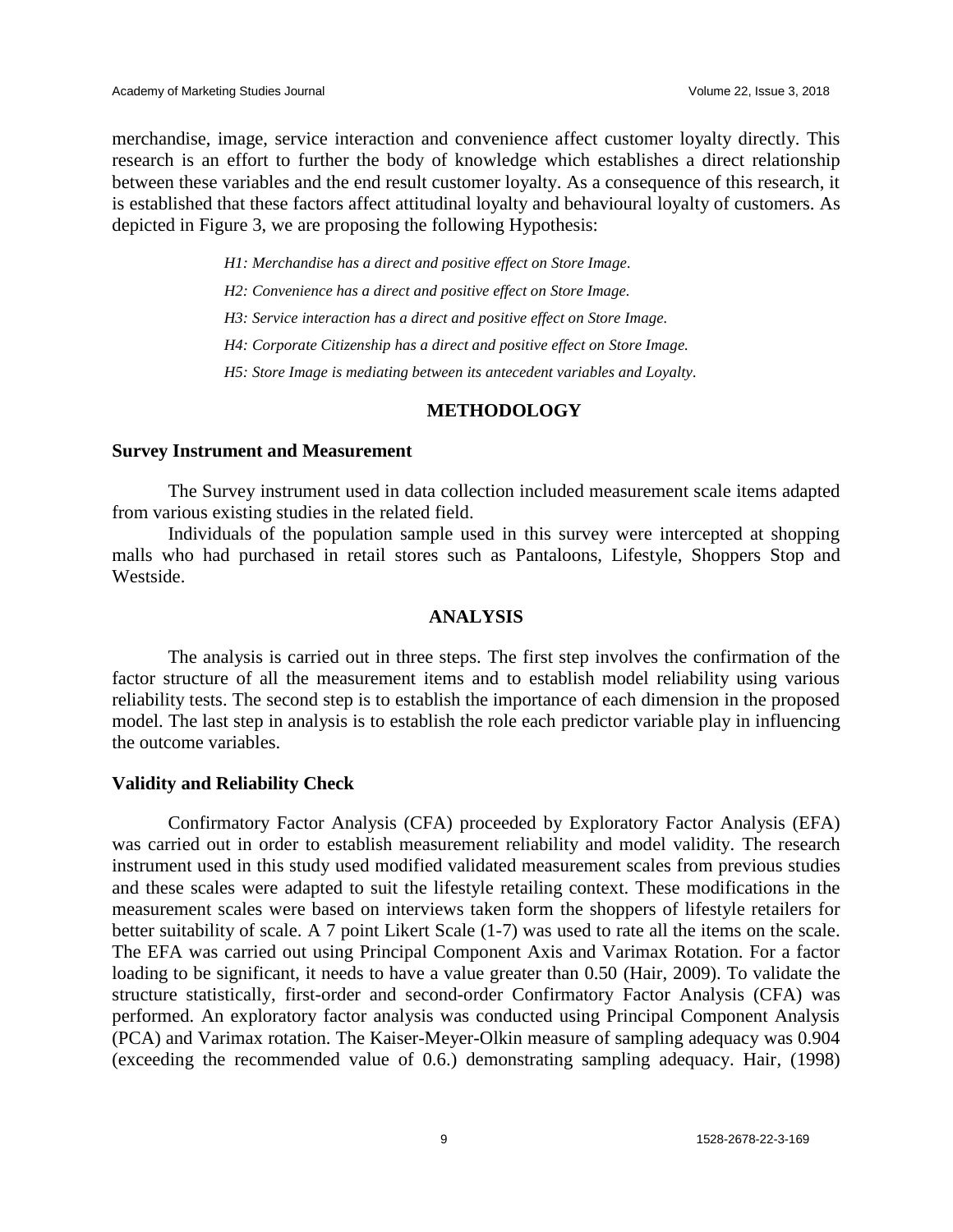merchandise, image, service interaction and convenience affect customer loyalty directly. This research is an effort to further the body of knowledge which establishes a direct relationship between these variables and the end result customer loyalty. As a consequence of this research, it is established that these factors affect attitudinal loyalty and behavioural loyalty of customers. As depicted in Figure 3, we are proposing the following Hypothesis:

*H1: Merchandise has a direct and positive effect on Store Image.*

*H2: Convenience has a direct and positive effect on Store Image.*

*H3: Service interaction has a direct and positive effect on Store Image.*

*H4: Corporate Citizenship has a direct and positive effect on Store Image.*

*H5: Store Image is mediating between its antecedent variables and Loyalty.*

## METHODOLOGY

### Survey Instrument and Measurement

The Survey instrument used in data collection included measurement scale items adapted from various existing studies in the related field.

Individuals of the population sample used in this survey were intercepted at shopping malls who had purchased in retail stores such as Pantaloons, Lifestyle, Shoppers Stop and Westside.

## ANALYSIS

The analysis is carried out in three steps. The first step involves the confirmation of the factor structure of all the measurement items and to establish model reliability using various reliability tests. The second step is to establish the importance of each dimension in the proposed model. The last step in analysis is to establish the role each predictor variable play in influencing the outcome variables.

### Validity and Reliability Check

Confirmatory Factor Analysis (CFA) proceeded by Exploratory Factor Analysis (EFA) was carried out in order to establish measurement reliability and model validity. The research instrument used in this study used modified validated measurement scales from previous studies and these scales were adapted to suit the lifestyle retailing context. These modifications in the measurement scales were based on interviews taken form the shoppers of lifestyle retailers for better suitability of scale. A 7 point Likert Scale (1-7) was used to rate all the items on the scale. The EFA was carried out using Principal Component Axis and Varimax Rotation. For a factor loading to be significant, it needs to have a value greater than 0.50 (Hair, 2009). To validate the structure statistically, first-order and second-order Confirmatory Factor Analysis (CFA) was performed. An exploratory factor analysis was conducted using Principal Component Analysis (PCA) and Varimax rotation. The Kaiser-Meyer-Olkin measure of sampling adequacy was 0.904 (exceeding the recommended value of 0.6.) demonstrating sampling adequacy. Hair, (1998)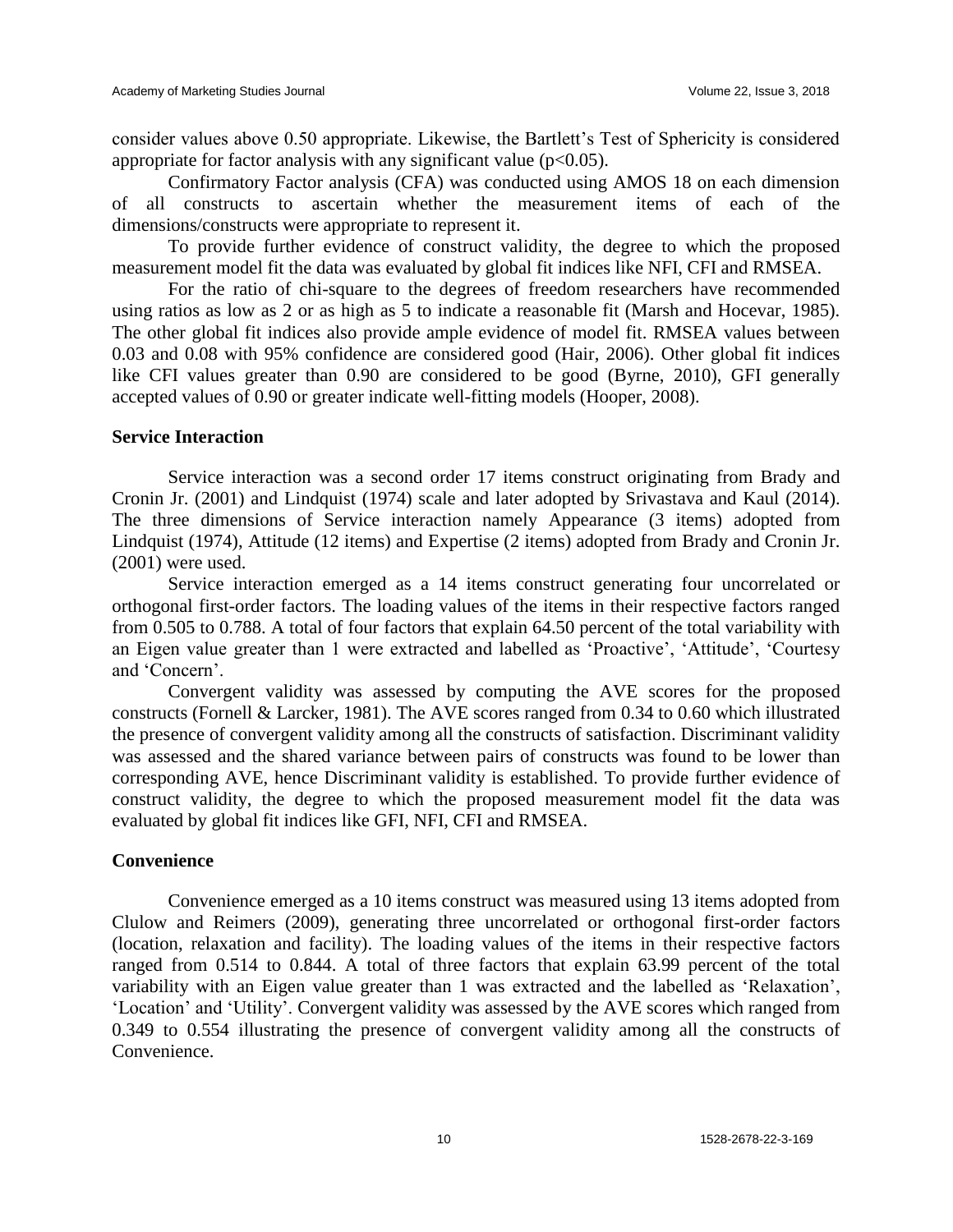consider values above 0.50 appropriate. Likewise, the Bartlett's Test of Sphericity is considered appropriate for factor analysis with any significant value ($p<0.05$).

Confirmatory Factor analysis (CFA) was conducted using AMOS 18 on each dimension of all constructs to ascertain whether the measurement items of each of the dimensions/constructs were appropriate to represent it.

To provide further evidence of construct validity, the degree to which the proposed measurement model fit the data was evaluated by global fit indices like NFI, CFI and RMSEA.

For the ratio of chi-square to the degrees of freedom researchers have recommended using ratios as low as 2 or as high as 5 to indicate a reasonable fit (Marsh and Hocevar, 1985). The other global fit indices also provide ample evidence of model fit. RMSEA values between 0.03 and 0.08 with 95% confidence are considered good (Hair, 2006). Other global fit indices like CFI values greater than 0.90 are considered to be good (Byrne, 2010), GFI generally accepted values of 0.90 or greater indicate well-fitting models (Hooper, 2008).

### Service Interaction

Service interaction was a second order 17 items construct originating from Brady and Cronin Jr. (2001) and Lindquist (1974) scale and later adopted by Srivastava and Kaul (2014). The three dimensions of Service interaction namely Appearance (3 items) adopted from Lindquist (1974), Attitude (12 items) and Expertise (2 items) adopted from Brady and Cronin Jr. (2001) were used.

Service interaction emerged as a 14 items construct generating four uncorrelated or orthogonal first-order factors. The loading values of the items in their respective factors ranged from 0.505 to 0.788. A total of four factors that explain 64.50 percent of the total variability with an Eigen value greater than 1 were extracted and labelled as 'Proactive', 'Attitude', 'Courtesy and 'Concern'.

Convergent validity was assessed by computing the AVE scores for the proposed constructs (Fornell & Larcker, 1981). The AVE scores ranged from 0.34 to 0.60 which illustrated the presence of convergent validity among all the constructs of satisfaction. Discriminant validity was assessed and the shared variance between pairs of constructs was found to be lower than corresponding AVE, hence Discriminant validity is established. To provide further evidence of construct validity, the degree to which the proposed measurement model fit the data was evaluated by global fit indices like GFI, NFI, CFI and RMSEA.

### Convenience

Convenience emerged as a 10 items construct was measured using 13 items adopted from Clulow and Reimers (2009), generating three uncorrelated or orthogonal first-order factors (location, relaxation and facility). The loading values of the items in their respective factors ranged from 0.514 to 0.844. A total of three factors that explain 63.99 percent of the total variability with an Eigen value greater than 1 was extracted and the labelled as 'Relaxation', 'Location' and 'Utility'. Convergent validity was assessed by the AVE scores which ranged from 0.349 to 0.554 illustrating the presence of convergent validity among all the constructs of Convenience.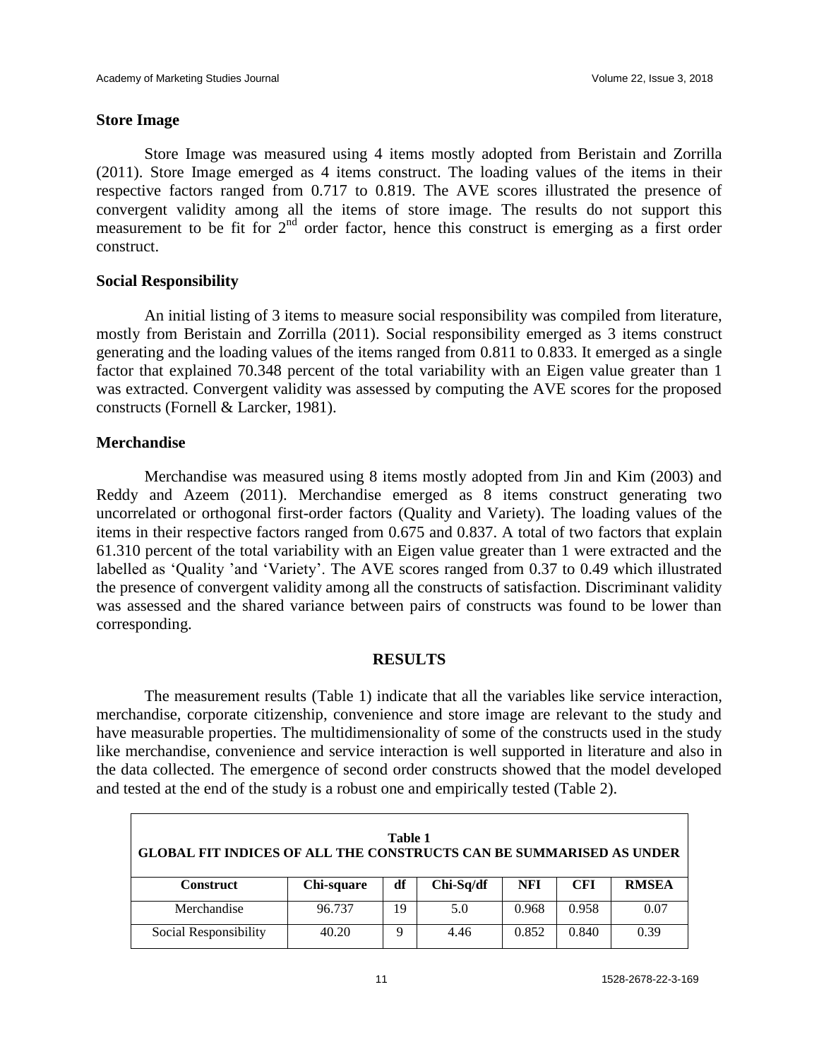### Store Image

Store Image was measured using 4 items mostly adopted from Beristain and Zorrilla (2011). Store Image emerged as 4 items construct. The loading values of the items in their respective factors ranged from 0.717 to 0.819. The AVE scores illustrated the presence of convergent validity among all the items of store image. The results do not support this measurement to be fit for 2nd order factor, hence this construct is emerging as a first order construct.

### Social Responsibility

An initial listing of 3 items to measure social responsibility was compiled from literature, mostly from Beristain and Zorrilla (2011). Social responsibility emerged as 3 items construct generating and the loading values of the items ranged from 0.811 to 0.833. It emerged as a single factor that explained 70.348 percent of the total variability with an Eigen value greater than 1 was extracted. Convergent validity was assessed by computing the AVE scores for the proposed constructs (Fornell & Larcker, 1981).

### Merchandise

Merchandise was measured using 8 items mostly adopted from Jin and Kim (2003) and Reddy and Azeem (2011). Merchandise emerged as 8 items construct generating two uncorrelated or orthogonal first-order factors (Quality and Variety). The loading values of the items in their respective factors ranged from 0.675 and 0.837. A total of two factors that explain 61.310 percent of the total variability with an Eigen value greater than 1 were extracted and the labelled as 'Quality 'and 'Variety'. The AVE scores ranged from 0.37 to 0.49 which illustrated the presence of convergent validity among all the constructs of satisfaction. Discriminant validity was assessed and the shared variance between pairs of constructs was found to be lower than corresponding.

## RESULTS

The measurement results (Table 1) indicate that all the variables like service interaction, merchandise, corporate citizenship, convenience and store image are relevant to the study and have measurable properties. The multidimensionality of some of the constructs used in the study like merchandise, convenience and service interaction is well supported in literature and also in the data collected. The emergence of second order constructs showed that the model developed and tested at the end of the study is a robust one and empirically tested (Table 2).

**Table 1**
**GLOBAL FIT INDICES OF ALL THE CONSTRUCTS CAN BE SUMMARISED AS UNDER**

| Construct | Chi-square | df | Chi-Sq/df | NFI | CFI | RMSEA |
|---|---|---|---|---|---|---|
| Merchandise | 96.737 | 19 | 5.0 | 0.968 | 0.958 | 0.07 |
| Social Responsibility | 40.20 | 9 | 4.46 | 0.852 | 0.840 | 0.39 |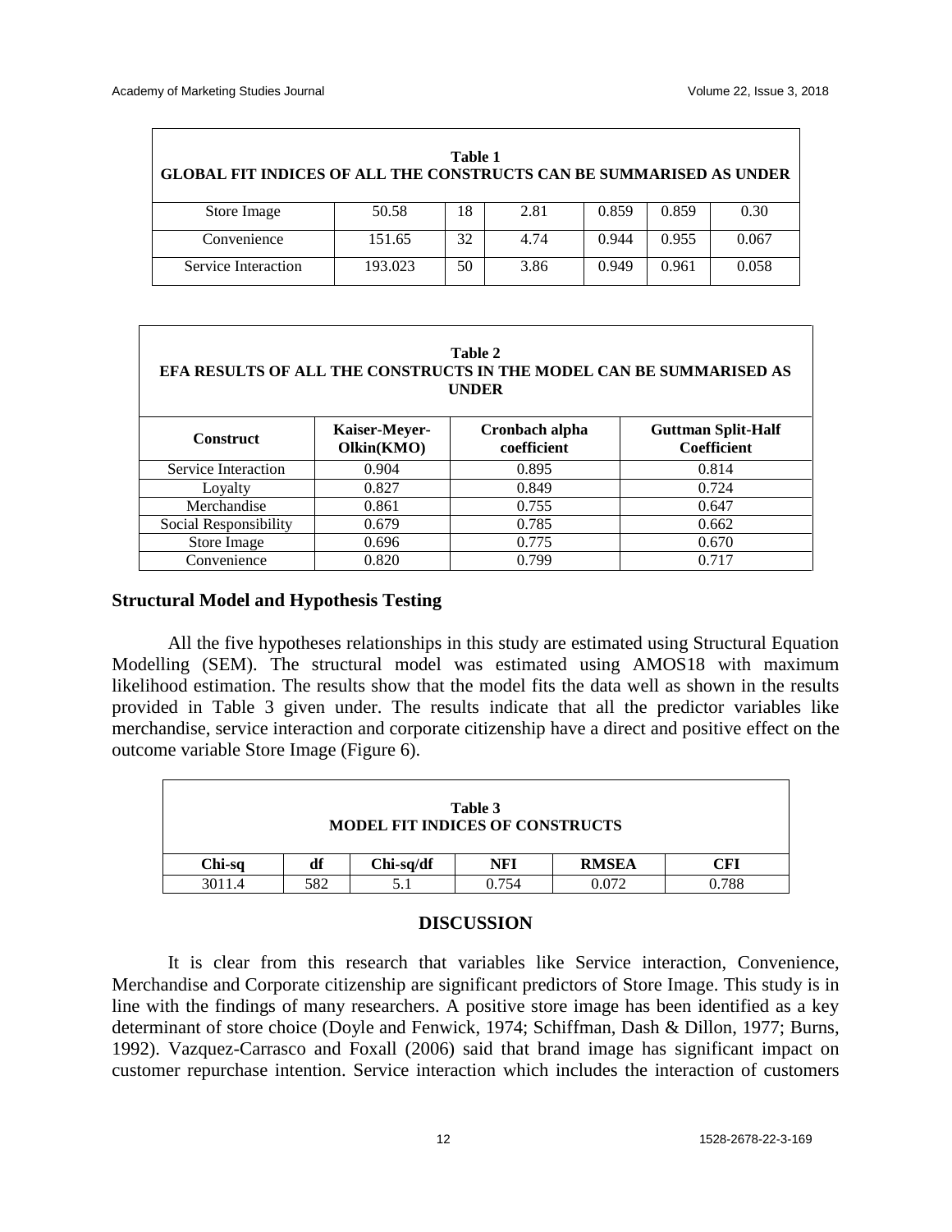| Table 1 GLOBAL FIT INDICES OF ALL THE CONSTRUCTS CAN BE SUMMARISED AS UNDER | | | | | | |
|---|---|---|---|---|---|---|
| Store Image | 50.58 | 18 | 2.81 | 0.859 | 0.859 | 0.30 |
| Convenience | 151.65 | 32 | 4.74 | 0.944 | 0.955 | 0.067 |
| Service Interaction | 193.023 | 50 | 3.86 | 0.949 | 0.961 | 0.058 |

**Table 2**
**EFA RESULTS OF ALL THE CONSTRUCTS IN THE MODEL CAN BE SUMMARISED AS UNDER**

| Construct | Kaiser-Meyer-Olkin(KMO) | Cronbach alpha coefficient | Guttman Split-Half Coefficient |
|---|---|---|---|
| Service Interaction | 0.904 | 0.895 | 0.814 |
| Loyalty | 0.827 | 0.849 | 0.724 |
| Merchandise | 0.861 | 0.755 | 0.647 |
| Social Responsibility | 0.679 | 0.785 | 0.662 |
| Store Image | 0.696 | 0.775 | 0.670 |
| Convenience | 0.820 | 0.799 | 0.717 |

### Structural Model and Hypothesis Testing

All the five hypotheses relationships in this study are estimated using Structural Equation Modelling (SEM). The structural model was estimated using AMOS18 with maximum likelihood estimation. The results show that the model fits the data well as shown in the results provided in Table 3 given under. The results indicate that all the predictor variables like merchandise, service interaction and corporate citizenship have a direct and positive effect on the outcome variable Store Image (Figure 6).

**Table 3**
**MODEL FIT INDICES OF CONSTRUCTS**

| Chi-sq | df | Chi-sq/df | NFI | RMSEA | CFI |
|---|---|---|---|---|---|
| 3011.4 | 582 | 5.1 | 0.754 | 0.072 | 0.788 |

## DISCUSSION

It is clear from this research that variables like Service interaction, Convenience, Merchandise and Corporate citizenship are significant predictors of Store Image. This study is in line with the findings of many researchers. A positive store image has been identified as a key determinant of store choice (Doyle and Fenwick, 1974; Schiffman, Dash & Dillon, 1977; Burns, 1992). Vazquez-Carrasco and Foxall (2006) said that brand image has significant impact on customer repurchase intention. Service interaction which includes the interaction of customers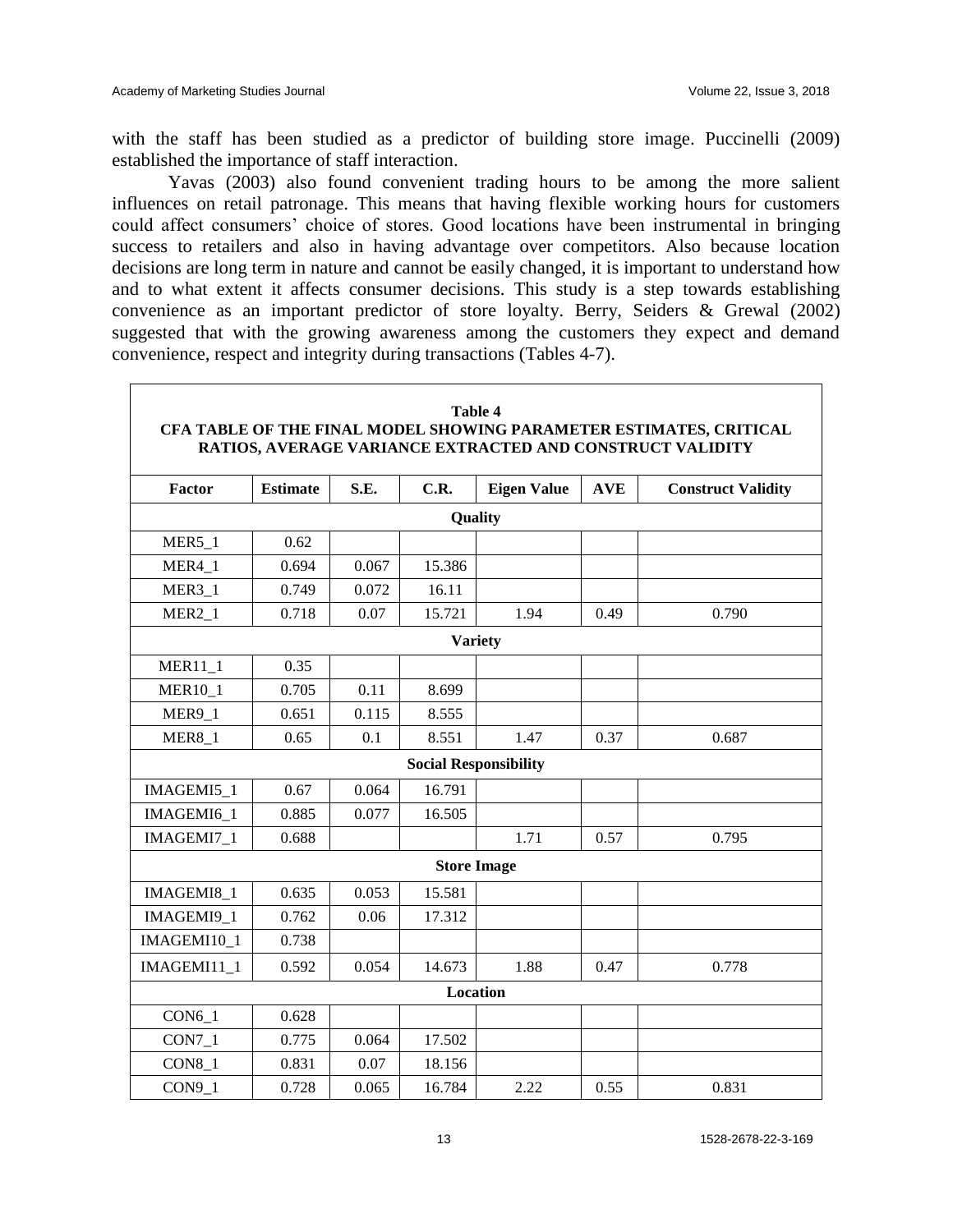with the staff has been studied as a predictor of building store image. Puccinelli (2009) established the importance of staff interaction.

Yavas (2003) also found convenient trading hours to be among the more salient influences on retail patronage. This means that having flexible working hours for customers could affect consumers' choice of stores. Good locations have been instrumental in bringing success to retailers and also in having advantage over competitors. Also because location decisions are long term in nature and cannot be easily changed, it is important to understand how and to what extent it affects consumer decisions. This study is a step towards establishing convenience as an important predictor of store loyalty. Berry, Seiders & Grewal (2002) suggested that with the growing awareness among the customers they expect and demand convenience, respect and integrity during transactions (Tables 4-7).

**Table 4**
**CFA TABLE OF THE FINAL MODEL SHOWING PARAMETER ESTIMATES, CRITICAL RATIOS, AVERAGE VARIANCE EXTRACTED AND CONSTRUCT VALIDITY**

| Factor | Estimate | S.E. | C.R. | Eigen Value | AVE | Construct Validity |
|---|---|---|---|---|---|---|
| **Quality** | | | | | | |
| MER5_1 | 0.62 | | | | | |
| MER4_1 | 0.694 | 0.067 | 15.386 | | | |
| MER3_1 | 0.749 | 0.072 | 16.11 | | | |
| MER2_1 | 0.718 | 0.07 | 15.721 | 1.94 | 0.49 | 0.790 |
| **Variety** | | | | | | |
| MER11_1 | 0.35 | | | | | |
| MER10_1 | 0.705 | 0.11 | 8.699 | | | |
| MER9_1 | 0.651 | 0.115 | 8.555 | | | |
| MER8_1 | 0.65 | 0.1 | 8.551 | 1.47 | 0.37 | 0.687 |
| **Social Responsibility** | | | | | | |
| IMAGEMI5_1 | 0.67 | 0.064 | 16.791 | | | |
| IMAGEMI6_1 | 0.885 | 0.077 | 16.505 | | | |
| IMAGEMI7_1 | 0.688 | | | 1.71 | 0.57 | 0.795 |
| **Store Image** | | | | | | |
| IMAGEMI8_1 | 0.635 | 0.053 | 15.581 | | | |
| IMAGEMI9_1 | 0.762 | 0.06 | 17.312 | | | |
| IMAGEMI10_1 | 0.738 | | | | | |
| IMAGEMI11_1 | 0.592 | 0.054 | 14.673 | 1.88 | 0.47 | 0.778 |
| **Location** | | | | | | |
| CON6_1 | 0.628 | | | | | |
| CON7_1 | 0.775 | 0.064 | 17.502 | | | |
| CON8_1 | 0.831 | 0.07 | 18.156 | | | |
| CON9_1 | 0.728 | 0.065 | 16.784 | 2.22 | 0.55 | 0.831 |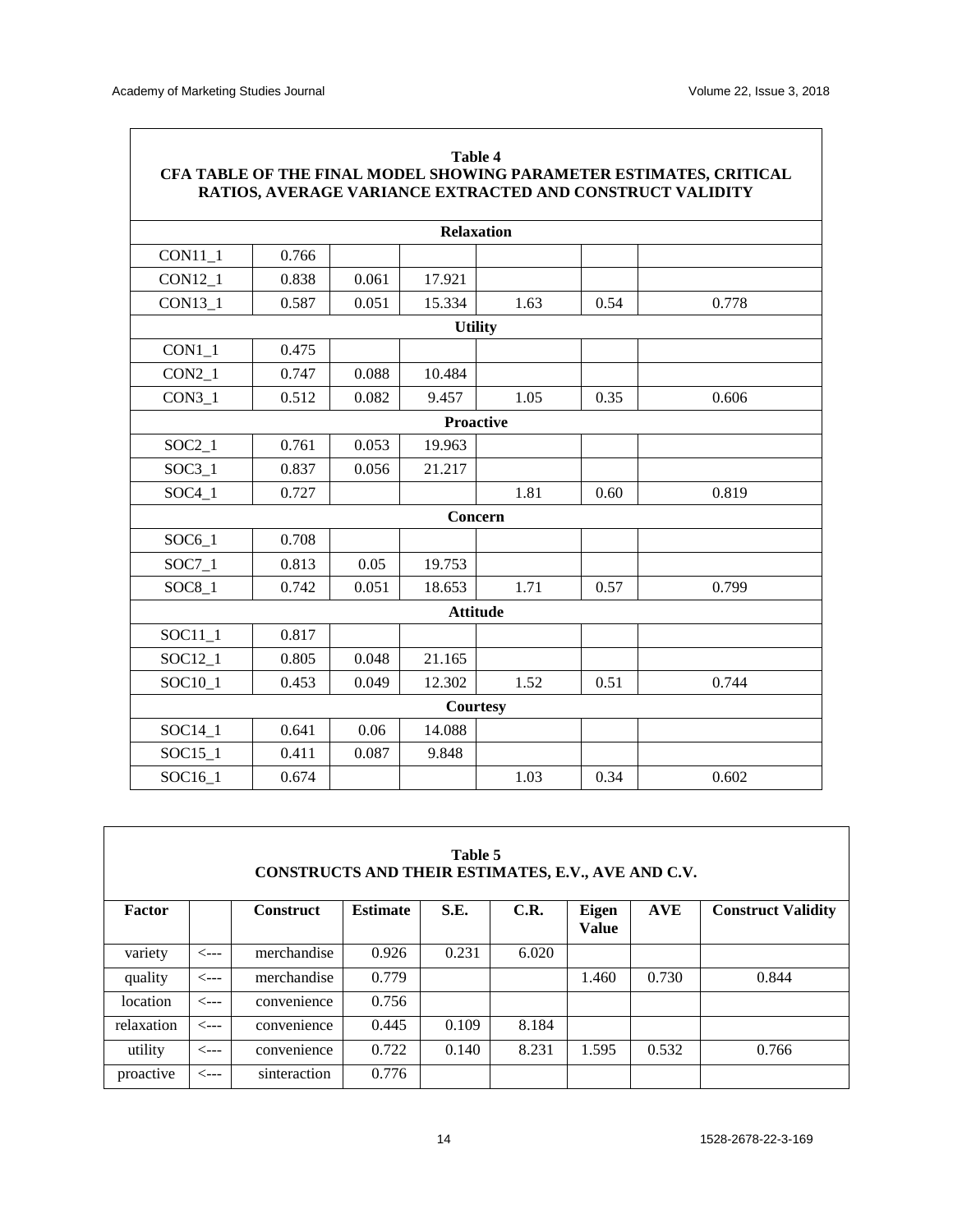**Table 4**
**CFA TABLE OF THE FINAL MODEL SHOWING PARAMETER ESTIMATES, CRITICAL RATIOS, AVERAGE VARIANCE EXTRACTED AND CONSTRUCT VALIDITY**

| | | | | | | |
|---|---|---|---|---|---|---|
| **Relaxation** | | | | | | |
| CON11_1 | 0.766 | | | | | |
| CON12_1 | 0.838 | 0.061 | 17.921 | | | |
| CON13_1 | 0.587 | 0.051 | 15.334 | 1.63 | 0.54 | 0.778 |
| **Utility** | | | | | | |
| CON1_1 | 0.475 | | | | | |
| CON2_1 | 0.747 | 0.088 | 10.484 | | | |
| CON3_1 | 0.512 | 0.082 | 9.457 | 1.05 | 0.35 | 0.606 |
| **Proactive** | | | | | | |
| SOC2_1 | 0.761 | 0.053 | 19.963 | | | |
| SOC3_1 | 0.837 | 0.056 | 21.217 | | | |
| SOC4_1 | 0.727 | | | 1.81 | 0.60 | 0.819 |
| **Concern** | | | | | | |
| SOC6_1 | 0.708 | | | | | |
| SOC7_1 | 0.813 | 0.05 | 19.753 | | | |
| SOC8_1 | 0.742 | 0.051 | 18.653 | 1.71 | 0.57 | 0.799 |
| **Attitude** | | | | | | |
| SOC11_1 | 0.817 | | | | | |
| SOC12_1 | 0.805 | 0.048 | 21.165 | | | |
| SOC10_1 | 0.453 | 0.049 | 12.302 | 1.52 | 0.51 | 0.744 |
| **Courtesy** | | | | | | |
| SOC14_1 | 0.641 | 0.06 | 14.088 | | | |
| SOC15_1 | 0.411 | 0.087 | 9.848 | | | |
| SOC16_1 | 0.674 | | | 1.03 | 0.34 | 0.602 |

**Table 5**
**CONSTRUCTS AND THEIR ESTIMATES, E.V., AVE AND C.V.**

| Factor | | Construct | Estimate | S.E. | C.R. | Eigen Value | AVE | Construct Validity |
|---|---|---|---|---|---|---|---|---|
| variety | <--- | merchandise | 0.926 | 0.231 | 6.020 | | | |
| quality | <--- | merchandise | 0.779 | | | 1.460 | 0.730 | 0.844 |
| location | <--- | convenience | 0.756 | | | | | |
| relaxation | <--- | convenience | 0.445 | 0.109 | 8.184 | | | |
| utility | <--- | convenience | 0.722 | 0.140 | 8.231 | 1.595 | 0.532 | 0.766 |
| proactive | <--- | sinteraction | 0.776 | | | | | |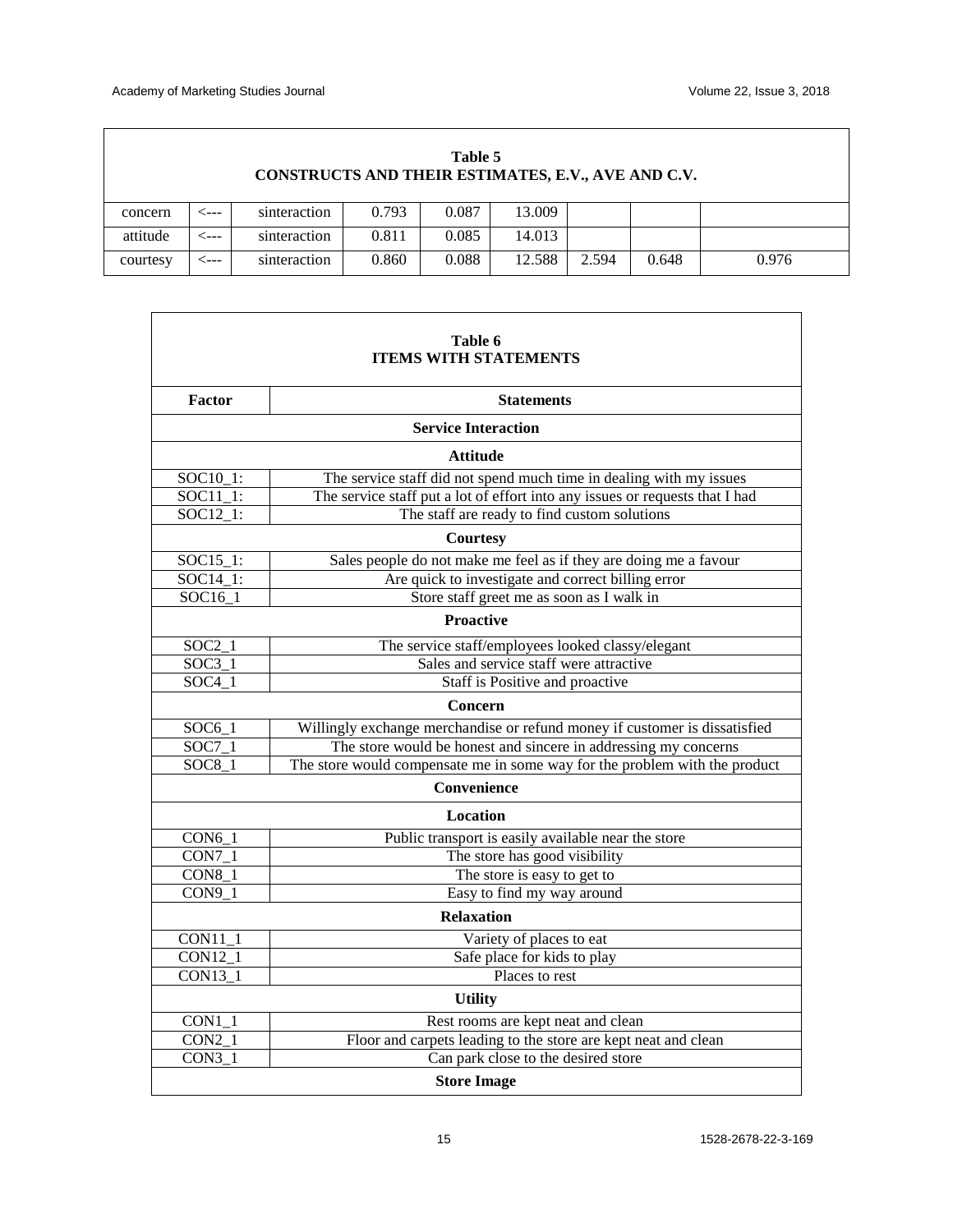**Table 5**
**CONSTRUCTS AND THEIR ESTIMATES, E.V., AVE AND C.V.**

| | | | | | | | | |
|---|---|---|---|---|---|---|---|---|
| concern | <--- | sinteraction | 0.793 | 0.087 | 13.009 | | | |
| attitude | <--- | sinteraction | 0.811 | 0.085 | 14.013 | | | |
| courtesy | <--- | sinteraction | 0.860 | 0.088 | 12.588 | 2.594 | 0.648 | 0.976 |

**Table 6**
**ITEMS WITH STATEMENTS**

| Factor | Statements |
|---|---|
| **Service Interaction** | |
| **Attitude** | |
| SOC10_1: | The service staff did not spend much time in dealing with my issues |
| SOC11_1: | The service staff put a lot of effort into any issues or requests that I had |
| SOC12_1: | The staff are ready to find custom solutions |
| **Courtesy** | |
| SOC15_1: | Sales people do not make me feel as if they are doing me a favour |
| SOC14_1: | Are quick to investigate and correct billing error |
| SOC16_1 | Store staff greet me as soon as I walk in |
| **Proactive** | |
| SOC2_1 | The service staff/employees looked classy/elegant |
| SOC3_1 | Sales and service staff were attractive |
| SOC4_1 | Staff is Positive and proactive |
| **Concern** | |
| SOC6_1 | Willingly exchange merchandise or refund money if customer is dissatisfied |
| SOC7_1 | The store would be honest and sincere in addressing my concerns |
| SOC8_1 | The store would compensate me in some way for the problem with the product |
| **Convenience** | |
| **Location** | |
| CON6_1 | Public transport is easily available near the store |
| CON7_1 | The store has good visibility |
| CON8_1 | The store is easy to get to |
| CON9_1 | Easy to find my way around |
| **Relaxation** | |
| CON11_1 | Variety of places to eat |
| CON12_1 | Safe place for kids to play |
| CON13_1 | Places to rest |
| **Utility** | |
| CON1_1 | Rest rooms are kept neat and clean |
| CON2_1 | Floor and carpets leading to the store are kept neat and clean |
| CON3_1 | Can park close to the desired store |
| **Store Image** | |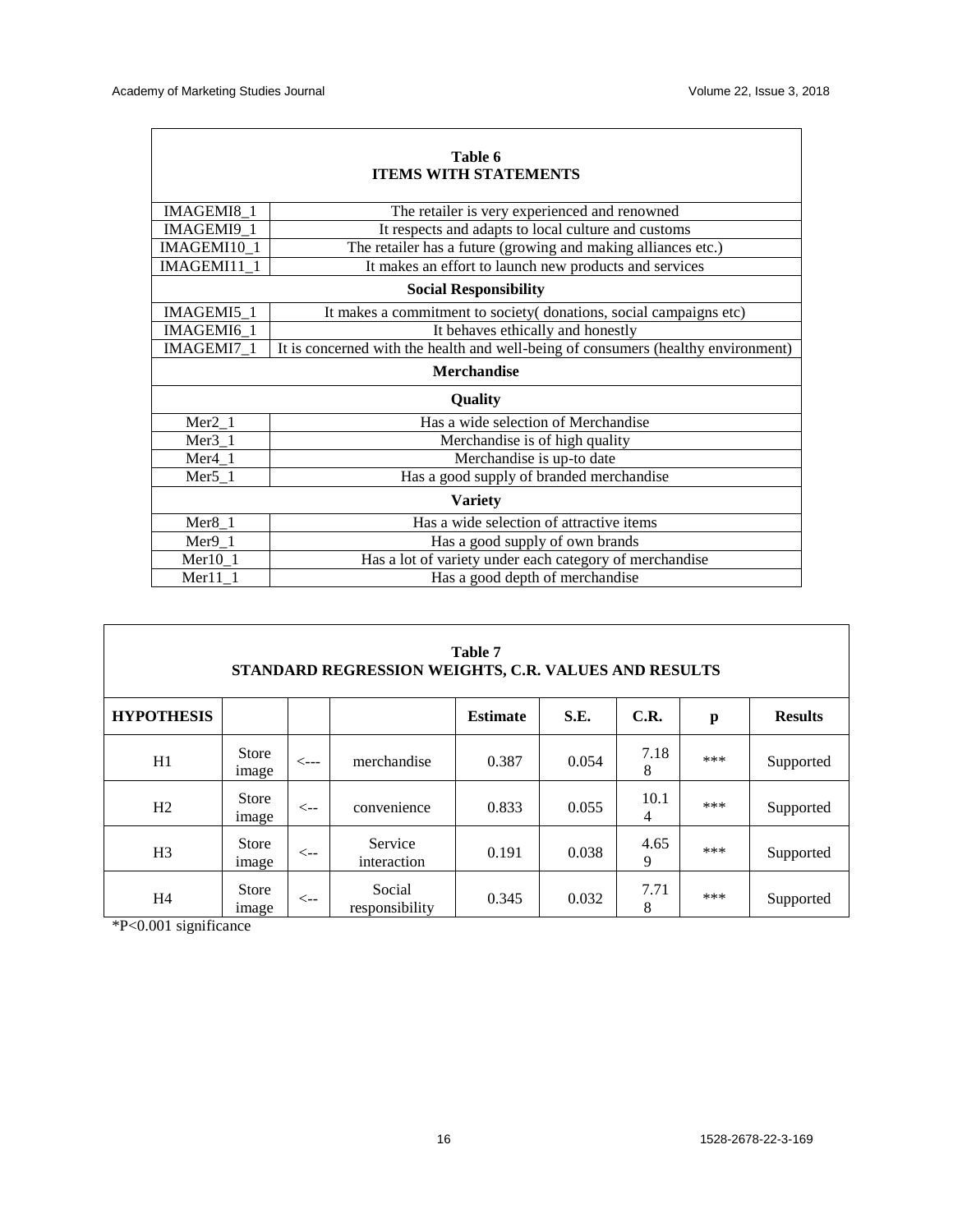**Table 6**
**ITEMS WITH STATEMENTS**

| | |
|---|---|
| IMAGEMI8_1 | The retailer is very experienced and renowned |
| IMAGEMI9_1 | It respects and adapts to local culture and customs |
| IMAGEMI10_1 | The retailer has a future (growing and making alliances etc.) |
| IMAGEMI11_1 | It makes an effort to launch new products and services |
| **Social Responsibility** | |
| IMAGEMI5_1 | It makes a commitment to society( donations, social campaigns etc) |
| IMAGEMI6_1 | It behaves ethically and honestly |
| IMAGEMI7_1 | It is concerned with the health and well-being of consumers (healthy environment) |
| **Merchandise** | |
| **Quality** | |
| Mer2_1 | Has a wide selection of Merchandise |
| Mer3_1 | Merchandise is of high quality |
| Mer4_1 | Merchandise is up-to date |
| Mer5_1 | Has a good supply of branded merchandise |
| **Variety** | |
| Mer8_1 | Has a wide selection of attractive items |
| Mer9_1 | Has a good supply of own brands |
| Mer10_1 | Has a lot of variety under each category of merchandise |
| Mer11_1 | Has a good depth of merchandise |

**Table 7**
**STANDARD REGRESSION WEIGHTS, C.R. VALUES AND RESULTS**

| HYPOTHESIS | | | | Estimate | S.E. | C.R. | p | Results |
|---|---|---|---|---|---|---|---|---|
| H1 | Store image | <--- | merchandise | 0.387 | 0.054 | 7.188 | *** | Supported |
| H2 | Store image | <-- | convenience | 0.833 | 0.055 | 10.14 | *** | Supported |
| H3 | Store image | <-- | Service interaction | 0.191 | 0.038 | 4.659 | *** | Supported |
| H4 | Store image | <-- | Social responsibility | 0.345 | 0.032 | 7.718 | *** | Supported |

*P<0.001 significance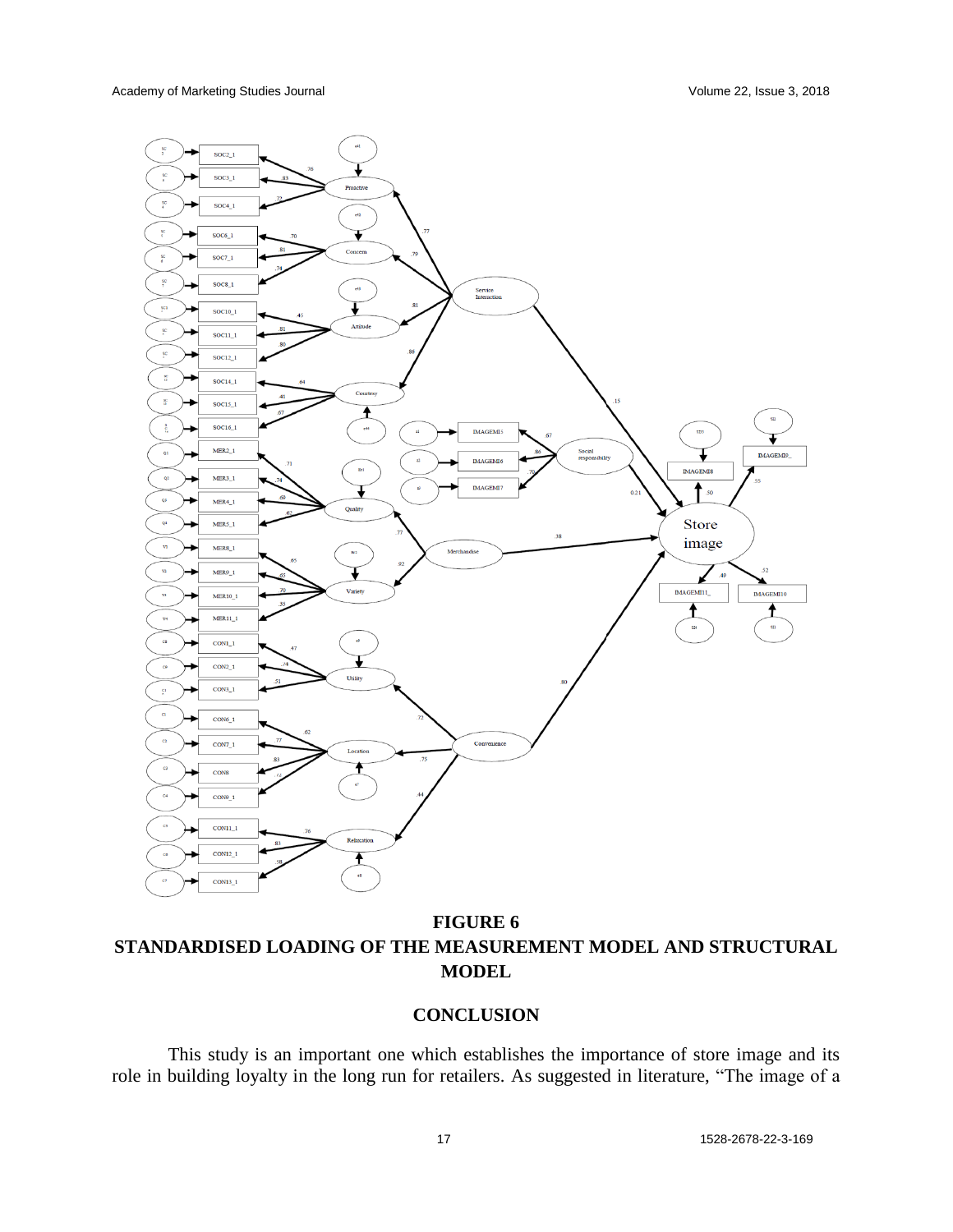**FIGURE 6**
**STANDARDISED LOADING OF THE MEASUREMENT MODEL AND STRUCTURAL MODEL**

## CONCLUSION

This study is an important one which establishes the importance of store image and its role in building loyalty in the long run for retailers. As suggested in literature, "The image of a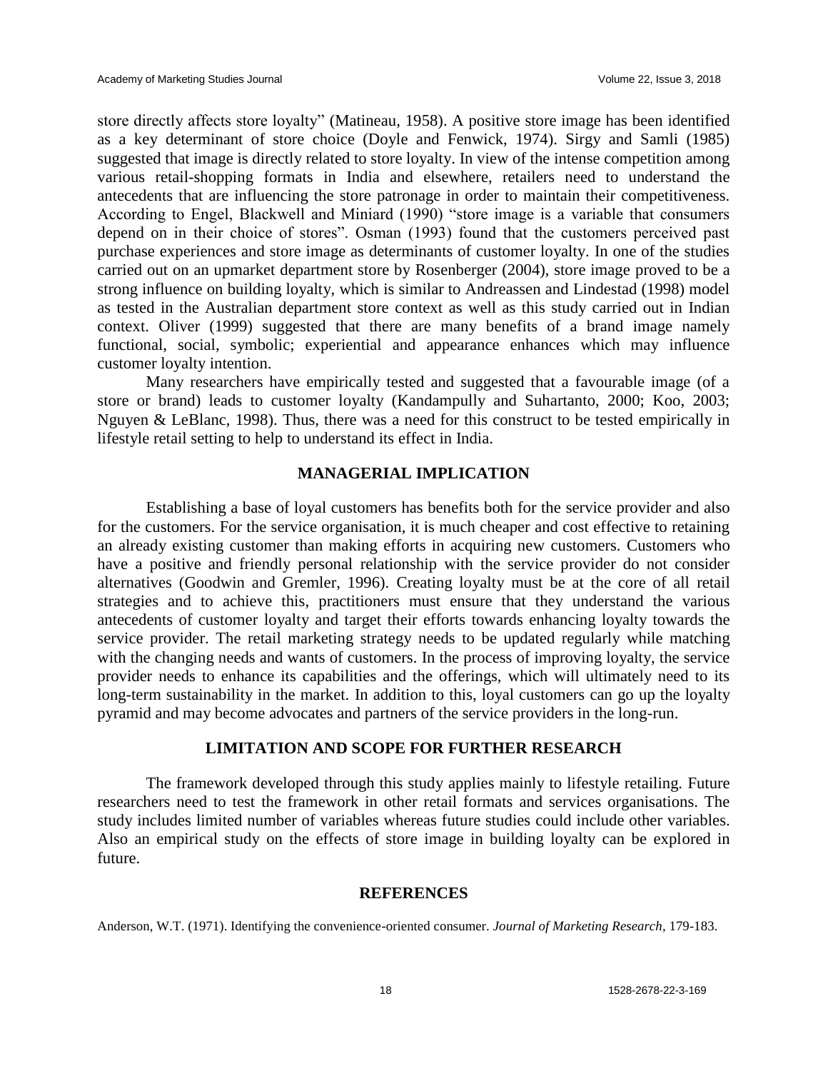store directly affects store loyalty" (Matineau, 1958). A positive store image has been identified as a key determinant of store choice (Doyle and Fenwick, 1974). Sirgy and Samli (1985) suggested that image is directly related to store loyalty. In view of the intense competition among various retail-shopping formats in India and elsewhere, retailers need to understand the antecedents that are influencing the store patronage in order to maintain their competitiveness. According to Engel, Blackwell and Miniard (1990) "store image is a variable that consumers depend on in their choice of stores". Osman (1993) found that the customers perceived past purchase experiences and store image as determinants of customer loyalty. In one of the studies carried out on an upmarket department store by Rosenberger (2004), store image proved to be a strong influence on building loyalty, which is similar to Andreassen and Lindestad (1998) model as tested in the Australian department store context as well as this study carried out in Indian context. Oliver (1999) suggested that there are many benefits of a brand image namely functional, social, symbolic; experiential and appearance enhances which may influence customer loyalty intention.

Many researchers have empirically tested and suggested that a favourable image (of a store or brand) leads to customer loyalty (Kandampully and Suhartanto, 2000; Koo, 2003; Nguyen & LeBlanc, 1998). Thus, there was a need for this construct to be tested empirically in lifestyle retail setting to help to understand its effect in India.

## MANAGERIAL IMPLICATION

Establishing a base of loyal customers has benefits both for the service provider and also for the customers. For the service organisation, it is much cheaper and cost effective to retaining an already existing customer than making efforts in acquiring new customers. Customers who have a positive and friendly personal relationship with the service provider do not consider alternatives (Goodwin and Gremler, 1996). Creating loyalty must be at the core of all retail strategies and to achieve this, practitioners must ensure that they understand the various antecedents of customer loyalty and target their efforts towards enhancing loyalty towards the service provider. The retail marketing strategy needs to be updated regularly while matching with the changing needs and wants of customers. In the process of improving loyalty, the service provider needs to enhance its capabilities and the offerings, which will ultimately need to its long-term sustainability in the market. In addition to this, loyal customers can go up the loyalty pyramid and may become advocates and partners of the service providers in the long-run.

## LIMITATION AND SCOPE FOR FURTHER RESEARCH

The framework developed through this study applies mainly to lifestyle retailing. Future researchers need to test the framework in other retail formats and services organisations. The study includes limited number of variables whereas future studies could include other variables. Also an empirical study on the effects of store image in building loyalty can be explored in future.

## REFERENCES

Anderson, W.T. (1971). Identifying the convenience-oriented consumer. *Journal of Marketing Research*, 179-183.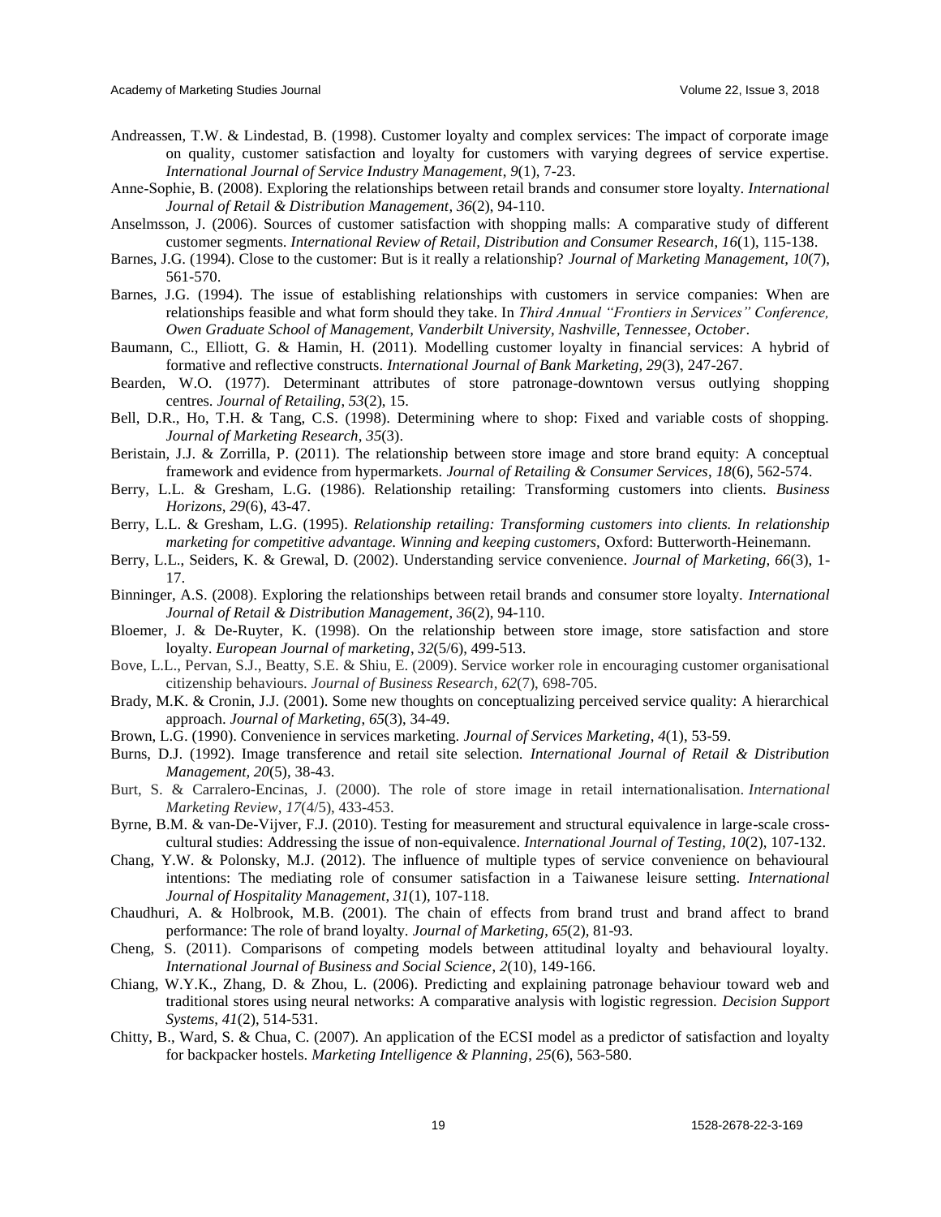Andreassen, T.W. & Lindestad, B. (1998). Customer loyalty and complex services: The impact of corporate image on quality, customer satisfaction and loyalty for customers with varying degrees of service expertise. *International Journal of Service Industry Management*, *9*(1), 7-23.

Anne-Sophie, B. (2008). Exploring the relationships between retail brands and consumer store loyalty. *International Journal of Retail & Distribution Management*, *36*(2), 94-110.

Anselmsson, J. (2006). Sources of customer satisfaction with shopping malls: A comparative study of different customer segments. *International Review of Retail, Distribution and Consumer Research*, *16*(1), 115-138.

Barnes, J.G. (1994). Close to the customer: But is it really a relationship? *Journal of Marketing Management, 10*(7), 561-570.

Barnes, J.G. (1994). The issue of establishing relationships with customers in service companies: When are relationships feasible and what form should they take. In *Third Annual "Frontiers in Services" Conference, Owen Graduate School of Management, Vanderbilt University, Nashville, Tennessee, October*.

Baumann, C., Elliott, G. & Hamin, H. (2011). Modelling customer loyalty in financial services: A hybrid of formative and reflective constructs. *International Journal of Bank Marketing, 29*(3), 247-267.

Bearden, W.O. (1977). Determinant attributes of store patronage-downtown versus outlying shopping centres. *Journal of Retailing*, *53*(2), 15.

Bell, D.R., Ho, T.H. & Tang, C.S. (1998). Determining where to shop: Fixed and variable costs of shopping. *Journal of Marketing Research*, *35*(3).

Beristain, J.J. & Zorrilla, P. (2011). The relationship between store image and store brand equity: A conceptual framework and evidence from hypermarkets. *Journal of Retailing & Consumer Services*, *18*(6), 562-574.

Berry, L.L. & Gresham, L.G. (1986). Relationship retailing: Transforming customers into clients. *Business Horizons*, *29*(6), 43-47.

Berry, L.L. & Gresham, L.G. (1995). *Relationship retailing: Transforming customers into clients. In relationship marketing for competitive advantage. Winning and keeping customers,* Oxford: Butterworth-Heinemann.

Berry, L.L., Seiders, K. & Grewal, D. (2002). Understanding service convenience. *Journal of Marketing, 66*(3), 1-17.

Binninger, A.S. (2008). Exploring the relationships between retail brands and consumer store loyalty. *International Journal of Retail & Distribution Management*, *36*(2), 94-110.

Bloemer, J. & De-Ruyter, K. (1998). On the relationship between store image, store satisfaction and store loyalty. *European Journal of marketing*, *32*(5/6), 499-513.

Bove, L.L., Pervan, S.J., Beatty, S.E. & Shiu, E. (2009). Service worker role in encouraging customer organisational citizenship behaviours. *Journal of Business Research, 62*(7), 698-705.

Brady, M.K. & Cronin, J.J. (2001). Some new thoughts on conceptualizing perceived service quality: A hierarchical approach. *Journal of Marketing*, *65*(3), 34-49.

Brown, L.G. (1990). Convenience in services marketing. *Journal of Services Marketing*, *4*(1), 53-59.

Burns, D.J. (1992). Image transference and retail site selection. *International Journal of Retail & Distribution Management, 20*(5), 38-43.

Burt, S. & Carralero-Encinas, J. (2000). The role of store image in retail internationalisation. *International Marketing Review*, *17*(4/5), 433-453.

Byrne, B.M. & van-De-Vijver, F.J. (2010). Testing for measurement and structural equivalence in large-scale cross-cultural studies: Addressing the issue of non-equivalence. *International Journal of Testing, 10*(2), 107-132.

Chang, Y.W. & Polonsky, M.J. (2012). The influence of multiple types of service convenience on behavioural intentions: The mediating role of consumer satisfaction in a Taiwanese leisure setting. *International Journal of Hospitality Management*, *31*(1), 107-118.

Chaudhuri, A. & Holbrook, M.B. (2001). The chain of effects from brand trust and brand affect to brand performance: The role of brand loyalty. *Journal of Marketing*, *65*(2), 81-93.

Cheng, S. (2011). Comparisons of competing models between attitudinal loyalty and behavioural loyalty. *International Journal of Business and Social Science*, *2*(10), 149-166.

Chiang, W.Y.K., Zhang, D. & Zhou, L. (2006). Predicting and explaining patronage behaviour toward web and traditional stores using neural networks: A comparative analysis with logistic regression. *Decision Support Systems*, *41*(2), 514-531.

Chitty, B., Ward, S. & Chua, C. (2007). An application of the ECSI model as a predictor of satisfaction and loyalty for backpacker hostels. *Marketing Intelligence & Planning*, *25*(6), 563-580.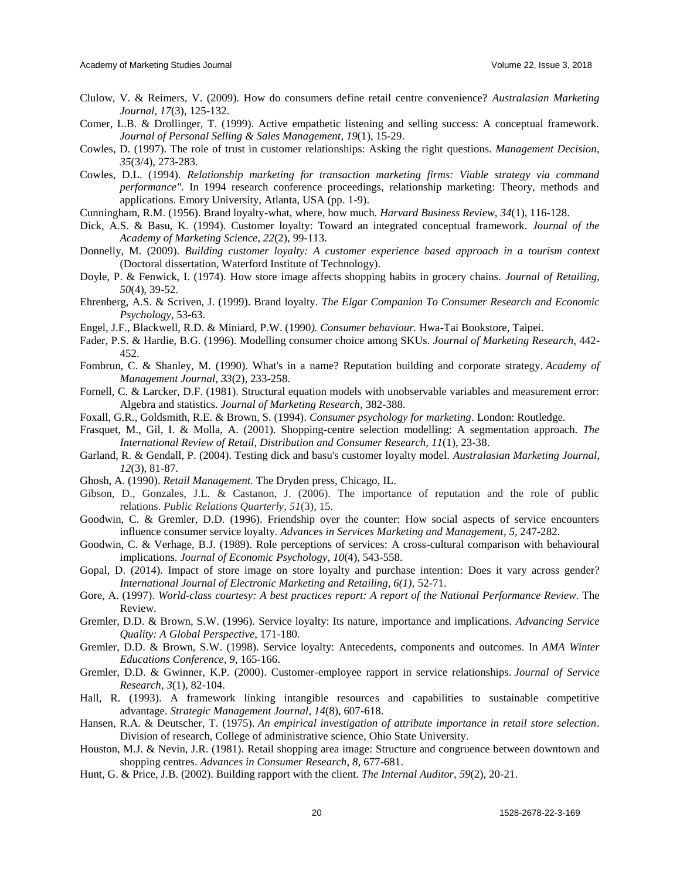Clulow, V. & Reimers, V. (2009). How do consumers define retail centre convenience? *Australasian Marketing Journal, 17*(3), 125-132.

Comer, L.B. & Drollinger, T. (1999). Active empathetic listening and selling success: A conceptual framework. *Journal of Personal Selling & Sales Management, 19*(1), 15-29.

Cowles, D. (1997). The role of trust in customer relationships: Asking the right questions. *Management Decision, 35*(3/4), 273-283.

Cowles, D.L. (1994). *Relationship marketing for transaction marketing firms: Viable strategy via command performance".* In 1994 research conference proceedings, relationship marketing: Theory, methods and applications. Emory University, Atlanta, USA (pp. 1-9).

Cunningham, R.M. (1956). Brand loyalty-what, where, how much. *Harvard Business Review, 34*(1), 116-128.

Dick, A.S. & Basu, K. (1994). Customer loyalty: Toward an integrated conceptual framework. *Journal of the Academy of Marketing Science, 22*(2), 99-113.

Donnelly, M. (2009). *Building customer loyalty: A customer experience based approach in a tourism context* (Doctoral dissertation, Waterford Institute of Technology).

Doyle, P. & Fenwick, I. (1974). How store image affects shopping habits in grocery chains. *Journal of Retailing, 50*(4), 39-52.

Ehrenberg, A.S. & Scriven, J. (1999). Brand loyalty. *The Elgar Companion To Consumer Research and Economic Psychology*, 53-63.

Engel, J.F., Blackwell, R.D. & Miniard, P.W. (1990*). Consumer behaviour.* Hwa-Tai Bookstore, Taipei.

Fader, P.S. & Hardie, B.G. (1996). Modelling consumer choice among SKUs. *Journal of Marketing Research*, 442-452.

Fombrun, C. & Shanley, M. (1990). What's in a name? Reputation building and corporate strategy. *Academy of Management Journal, 33*(2), 233-258.

Fornell, C. & Larcker, D.F. (1981). Structural equation models with unobservable variables and measurement error: Algebra and statistics. *Journal of Marketing Research*, 382-388.

Foxall, G.R., Goldsmith, R.E. & Brown, S. (1994). *Consumer psychology for marketing*. London: Routledge.

Frasquet, M., Gil, I. & Molla, A. (2001). Shopping-centre selection modelling: A segmentation approach. *The International Review of Retail, Distribution and Consumer Research, 11*(1), 23-38.

Garland, R. & Gendall, P. (2004). Testing dick and basu's customer loyalty model. *Australasian Marketing Journal, 12*(3), 81-87.

Ghosh, A. (1990). *Retail Management.* The Dryden press, Chicago, IL.

Gibson, D., Gonzales, J.L. & Castanon, J. (2006). The importance of reputation and the role of public relations. *Public Relations Quarterly, 51*(3), 15.

Goodwin, C. & Gremler, D.D. (1996). Friendship over the counter: How social aspects of service encounters influence consumer service loyalty. *Advances in Services Marketing and Management, 5*, 247-282.

Goodwin, C. & Verhage, B.J. (1989). Role perceptions of services: A cross-cultural comparison with behavioural implications. *Journal of Economic Psychology, 10*(4), 543-558.

Gopal, D. (2014). Impact of store image on store loyalty and purchase intention: Does it vary across gender? *International Journal of Electronic Marketing and Retailing, 6(1),* 52-71.

Gore, A. (1997). *World-class courtesy: A best practices report: A report of the National Performance Review*. The Review.

Gremler, D.D. & Brown, S.W. (1996). Service loyalty: Its nature, importance and implications. *Advancing Service Quality: A Global Perspective*, 171-180.

Gremler, D.D. & Brown, S.W. (1998). Service loyalty: Antecedents, components and outcomes. In *AMA Winter Educations Conference, 9*, 165-166.

Gremler, D.D. & Gwinner, K.P. (2000). Customer-employee rapport in service relationships. *Journal of Service Research, 3*(1), 82-104.

Hall, R. (1993). A framework linking intangible resources and capabilities to sustainable competitive advantage. *Strategic Management Journal, 14*(8), 607-618.

Hansen, R.A. & Deutscher, T. (1975). *An empirical investigation of attribute importance in retail store selection*. Division of research, College of administrative science, Ohio State University.

Houston, M.J. & Nevin, J.R. (1981). Retail shopping area image: Structure and congruence between downtown and shopping centres. *Advances in Consumer Research, 8*, 677-681.

Hunt, G. & Price, J.B. (2002). Building rapport with the client. *The Internal Auditor, 59*(2), 20-21.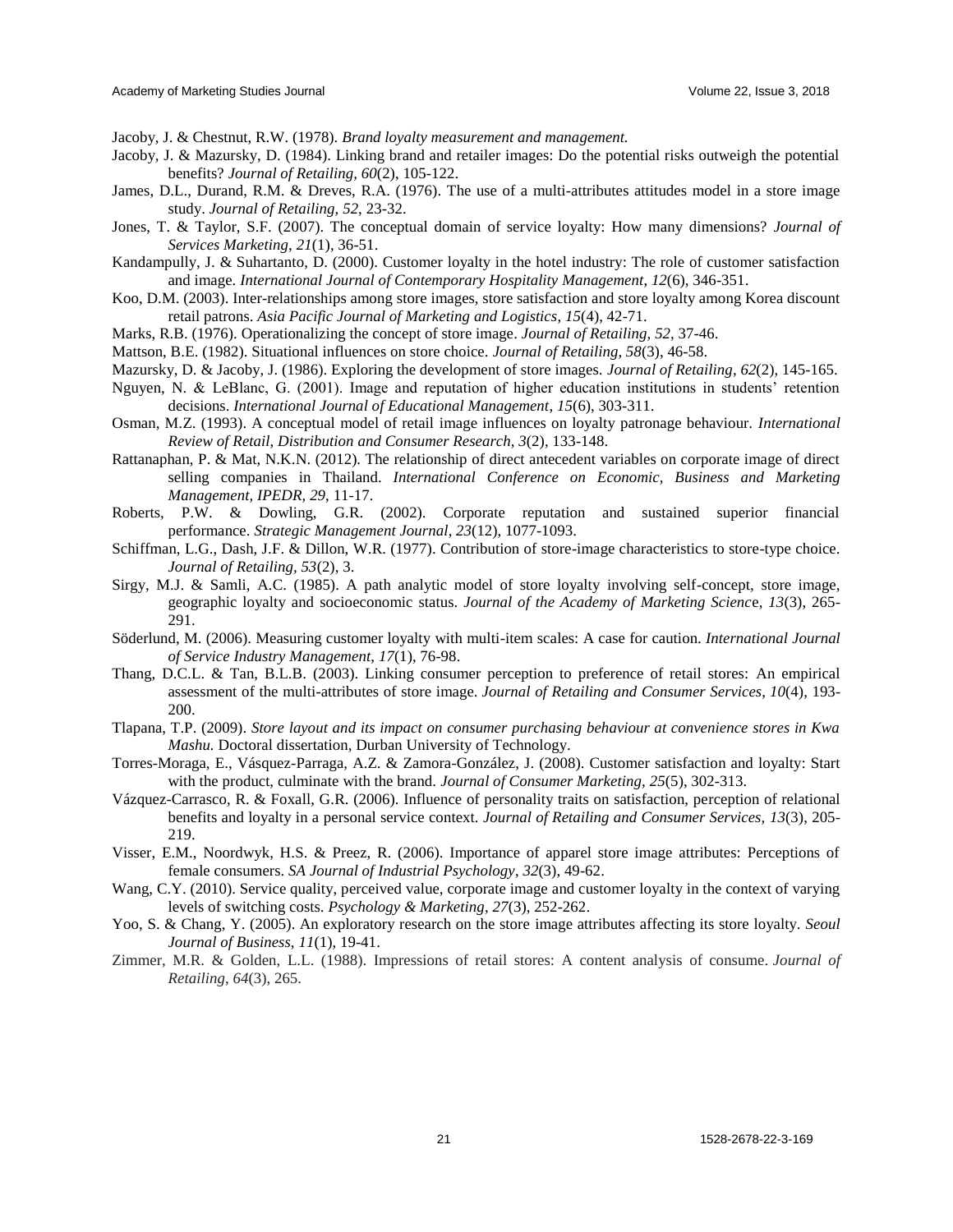Jacoby, J. & Chestnut, R.W. (1978). *Brand loyalty measurement and management.*

Jacoby, J. & Mazursky, D. (1984). Linking brand and retailer images: Do the potential risks outweigh the potential benefits? *Journal of Retailing, 60*(2), 105-122.

James, D.L., Durand, R.M. & Dreves, R.A. (1976). The use of a multi-attributes attitudes model in a store image study. *Journal of Retailing, 52*, 23-32.

Jones, T. & Taylor, S.F. (2007). The conceptual domain of service loyalty: How many dimensions? *Journal of Services Marketing*, *21*(1), 36-51.

Kandampully, J. & Suhartanto, D. (2000). Customer loyalty in the hotel industry: The role of customer satisfaction and image. *International Journal of Contemporary Hospitality Management*, *12*(6), 346-351.

Koo, D.M. (2003). Inter-relationships among store images, store satisfaction and store loyalty among Korea discount retail patrons. *Asia Pacific Journal of Marketing and Logistics*, *15*(4), 42-71.

Marks, R.B. (1976). Operationalizing the concept of store image. *Journal of Retailing, 52*, 37-46.

Mattson, B.E. (1982). Situational influences on store choice. *Journal of Retailing, 58*(3), 46-58.

Mazursky, D. & Jacoby, J. (1986). Exploring the development of store images. *Journal of Retailing, 62*(2), 145-165.

Nguyen, N. & LeBlanc, G. (2001). Image and reputation of higher education institutions in students' retention decisions. *International Journal of Educational Management*, *15*(6), 303-311.

Osman, M.Z. (1993). A conceptual model of retail image influences on loyalty patronage behaviour. *International Review of Retail, Distribution and Consumer Research*, *3*(2), 133-148.

Rattanaphan, P. & Mat, N.K.N. (2012). The relationship of direct antecedent variables on corporate image of direct selling companies in Thailand. *International Conference on Economic, Business and Marketing Management, IPEDR, 29*, 11-17.

Roberts, P.W. & Dowling, G.R. (2002). Corporate reputation and sustained superior financial performance. *Strategic Management Journal*, *23*(12), 1077-1093.

Schiffman, L.G., Dash, J.F. & Dillon, W.R. (1977). Contribution of store-image characteristics to store-type choice. *Journal of Retailing, 53*(2), 3.

Sirgy, M.J. & Samli, A.C. (1985). A path analytic model of store loyalty involving self-concept, store image, geographic loyalty and socioeconomic status. *Journal of the Academy of Marketing Science*, *13*(3), 265-291.

Söderlund, M. (2006). Measuring customer loyalty with multi-item scales: A case for caution. *International Journal of Service Industry Management*, *17*(1), 76-98.

Thang, D.C.L. & Tan, B.L.B. (2003). Linking consumer perception to preference of retail stores: An empirical assessment of the multi-attributes of store image. *Journal of Retailing and Consumer Services*, *10*(4), 193-200.

Tlapana, T.P. (2009). *Store layout and its impact on consumer purchasing behaviour at convenience stores in Kwa Mashu.* Doctoral dissertation, Durban University of Technology.

Torres-Moraga, E., Vásquez-Parraga, A.Z. & Zamora-González, J. (2008). Customer satisfaction and loyalty: Start with the product, culminate with the brand. *Journal of Consumer Marketing, 25*(5), 302-313.

Vázquez-Carrasco, R. & Foxall, G.R. (2006). Influence of personality traits on satisfaction, perception of relational benefits and loyalty in a personal service context. *Journal of Retailing and Consumer Services*, *13*(3), 205-219.

Visser, E.M., Noordwyk, H.S. & Preez, R. (2006). Importance of apparel store image attributes: Perceptions of female consumers. *SA Journal of Industrial Psychology*, *32*(3), 49-62.

Wang, C.Y. (2010). Service quality, perceived value, corporate image and customer loyalty in the context of varying levels of switching costs. *Psychology & Marketing*, *27*(3), 252-262.

Yoo, S. & Chang, Y. (2005). An exploratory research on the store image attributes affecting its store loyalty. *Seoul Journal of Business*, *11*(1), 19-41.

Zimmer, M.R. & Golden, L.L. (1988). Impressions of retail stores: A content analysis of consume. *Journal of Retailing*, *64*(3), 265.